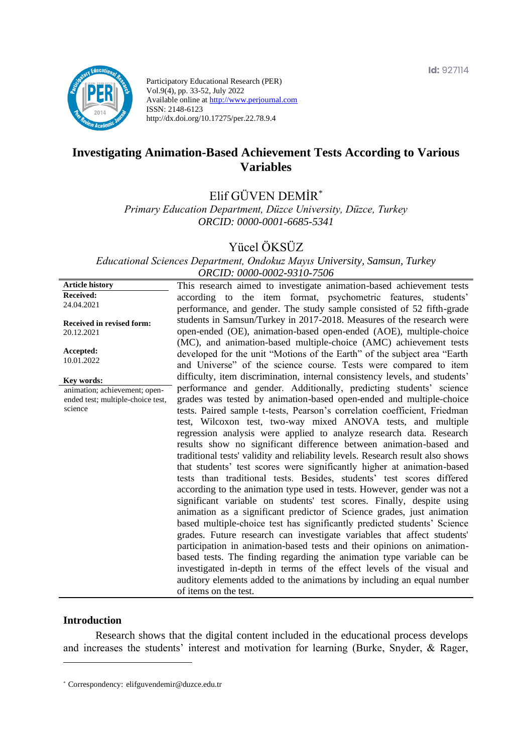Id: 927114

Participatory Educational Research (PER)
Vol.9(4), pp. 33-52, July 2022
Available online at http://www.perjournal.com
ISSN: 2148-6123
http://dx.doi.org/10.17275/per.22.78.9.4

# Investigating Animation-Based Achievement Tests According to Various Variables

Elif GÜVEN DEMİR*

*Primary Education Department, Düzce University, Düzce, Turkey*
*ORCID: 0000-0001-6685-5341*

Yücel ÖKSÜZ

*Educational Sciences Department, Ondokuz Mayıs University, Samsun, Turkey*
*ORCID: 0000-0002-9310-7506*

**Article history**

**Received:**
24.04.2021

**Received in revised form:**
20.12.2021

**Accepted:**
10.01.2022

**Key words:**
animation; achievement; open-ended test; multiple-choice test, science

This research aimed to investigate animation-based achievement tests according to the item format, psychometric features, students' performance, and gender. The study sample consisted of 52 fifth-grade students in Samsun/Turkey in 2017-2018. Measures of the research were open-ended (OE), animation-based open-ended (AOE), multiple-choice (MC), and animation-based multiple-choice (AMC) achievement tests developed for the unit "Motions of the Earth" of the subject area "Earth and Universe" of the science course. Tests were compared to item difficulty, item discrimination, internal consistency levels, and students' performance and gender. Additionally, predicting students' science grades was tested by animation-based open-ended and multiple-choice tests. Paired sample t-tests, Pearson's correlation coefficient, Friedman test, Wilcoxon test, two-way mixed ANOVA tests, and multiple regression analysis were applied to analyze research data. Research results show no significant difference between animation-based and traditional tests' validity and reliability levels. Research result also shows that students' test scores were significantly higher at animation-based tests than traditional tests. Besides, students' test scores differed according to the animation type used in tests. However, gender was not a significant variable on students' test scores. Finally, despite using animation as a significant predictor of Science grades, just animation based multiple-choice test has significantly predicted students' Science grades. Future research can investigate variables that affect students' participation in animation-based tests and their opinions on animation-based tests. The finding regarding the animation type variable can be investigated in-depth in terms of the effect levels of the visual and auditory elements added to the animations by including an equal number of items on the test.

## Introduction

Research shows that the digital content included in the educational process develops and increases the students' interest and motivation for learning (Burke, Snyder, & Rager,

* Correspondency: elifguvendemir@duzce.edu.tr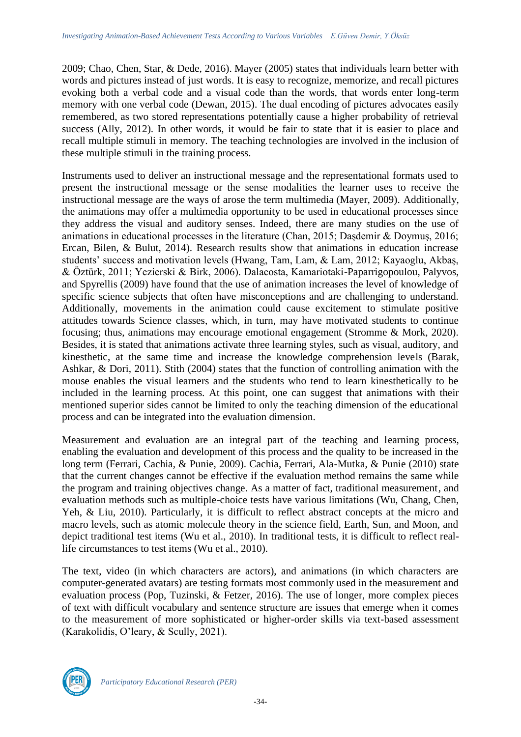2009; Chao, Chen, Star, & Dede, 2016). Mayer (2005) states that individuals learn better with words and pictures instead of just words. It is easy to recognize, memorize, and recall pictures evoking both a verbal code and a visual code than the words, that words enter long-term memory with one verbal code (Dewan, 2015). The dual encoding of pictures advocates easily remembered, as two stored representations potentially cause a higher probability of retrieval success (Ally, 2012). In other words, it would be fair to state that it is easier to place and recall multiple stimuli in memory. The teaching technologies are involved in the inclusion of these multiple stimuli in the training process.

Instruments used to deliver an instructional message and the representational formats used to present the instructional message or the sense modalities the learner uses to receive the instructional message are the ways of arose the term multimedia (Mayer, 2009). Additionally, the animations may offer a multimedia opportunity to be used in educational processes since they address the visual and auditory senses. Indeed, there are many studies on the use of animations in educational processes in the literature (Chan, 2015; Daşdemir & Doymuş, 2016; Ercan, Bilen, & Bulut, 2014). Research results show that animations in education increase students' success and motivation levels (Hwang, Tam, Lam, & Lam, 2012; Kayaoglu, Akbaş, & Öztürk, 2011; Yezierski & Birk, 2006). Dalacosta, Kamariotaki-Paparrigopoulou, Palyvos, and Spyrellis (2009) have found that the use of animation increases the level of knowledge of specific science subjects that often have misconceptions and are challenging to understand. Additionally, movements in the animation could cause excitement to stimulate positive attitudes towards Science classes, which, in turn, may have motivated students to continue focusing; thus, animations may encourage emotional engagement (Stromme & Mork, 2020). Besides, it is stated that animations activate three learning styles, such as visual, auditory, and kinesthetic, at the same time and increase the knowledge comprehension levels (Barak, Ashkar, & Dori, 2011). Stith (2004) states that the function of controlling animation with the mouse enables the visual learners and the students who tend to learn kinesthetically to be included in the learning process. At this point, one can suggest that animations with their mentioned superior sides cannot be limited to only the teaching dimension of the educational process and can be integrated into the evaluation dimension.

Measurement and evaluation are an integral part of the teaching and learning process, enabling the evaluation and development of this process and the quality to be increased in the long term (Ferrari, Cachia, & Punie, 2009). Cachia, Ferrari, Ala-Mutka, & Punie (2010) state that the current changes cannot be effective if the evaluation method remains the same while the program and training objectives change. As a matter of fact, traditional measurement, and evaluation methods such as multiple-choice tests have various limitations (Wu, Chang, Chen, Yeh, & Liu, 2010). Particularly, it is difficult to reflect abstract concepts at the micro and macro levels, such as atomic molecule theory in the science field, Earth, Sun, and Moon, and depict traditional test items (Wu et al., 2010). In traditional tests, it is difficult to reflect real-life circumstances to test items (Wu et al., 2010).

The text, video (in which characters are actors), and animations (in which characters are computer-generated avatars) are testing formats most commonly used in the measurement and evaluation process (Pop, Tuzinski, & Fetzer, 2016). The use of longer, more complex pieces of text with difficult vocabulary and sentence structure are issues that emerge when it comes to the measurement of more sophisticated or higher-order skills via text-based assessment (Karakolidis, O'leary, & Scully, 2021).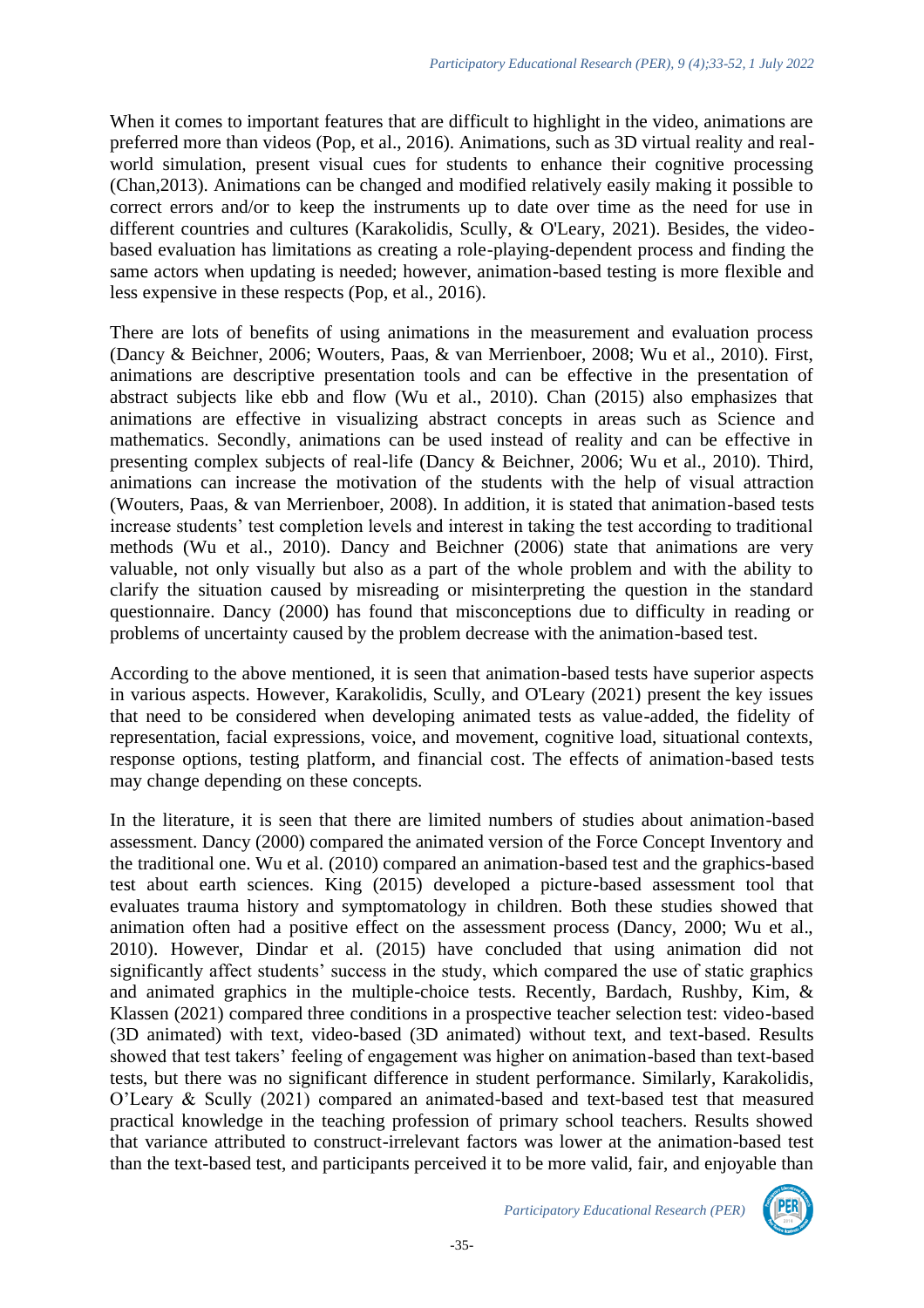When it comes to important features that are difficult to highlight in the video, animations are preferred more than videos (Pop, et al., 2016). Animations, such as 3D virtual reality and real-world simulation, present visual cues for students to enhance their cognitive processing (Chan,2013). Animations can be changed and modified relatively easily making it possible to correct errors and/or to keep the instruments up to date over time as the need for use in different countries and cultures (Karakolidis, Scully, & O'Leary, 2021). Besides, the video-based evaluation has limitations as creating a role-playing-dependent process and finding the same actors when updating is needed; however, animation-based testing is more flexible and less expensive in these respects (Pop, et al., 2016).

There are lots of benefits of using animations in the measurement and evaluation process (Dancy & Beichner, 2006; Wouters, Paas, & van Merrienboer, 2008; Wu et al., 2010). First, animations are descriptive presentation tools and can be effective in the presentation of abstract subjects like ebb and flow (Wu et al., 2010). Chan (2015) also emphasizes that animations are effective in visualizing abstract concepts in areas such as Science and mathematics. Secondly, animations can be used instead of reality and can be effective in presenting complex subjects of real-life (Dancy & Beichner, 2006; Wu et al., 2010). Third, animations can increase the motivation of the students with the help of visual attraction (Wouters, Paas, & van Merrienboer, 2008). In addition, it is stated that animation-based tests increase students' test completion levels and interest in taking the test according to traditional methods (Wu et al., 2010). Dancy and Beichner (2006) state that animations are very valuable, not only visually but also as a part of the whole problem and with the ability to clarify the situation caused by misreading or misinterpreting the question in the standard questionnaire. Dancy (2000) has found that misconceptions due to difficulty in reading or problems of uncertainty caused by the problem decrease with the animation-based test.

According to the above mentioned, it is seen that animation-based tests have superior aspects in various aspects. However, Karakolidis, Scully, and O'Leary (2021) present the key issues that need to be considered when developing animated tests as value-added, the fidelity of representation, facial expressions, voice, and movement, cognitive load, situational contexts, response options, testing platform, and financial cost. The effects of animation-based tests may change depending on these concepts.

In the literature, it is seen that there are limited numbers of studies about animation-based assessment. Dancy (2000) compared the animated version of the Force Concept Inventory and the traditional one. Wu et al. (2010) compared an animation-based test and the graphics-based test about earth sciences. King (2015) developed a picture-based assessment tool that evaluates trauma history and symptomatology in children. Both these studies showed that animation often had a positive effect on the assessment process (Dancy, 2000; Wu et al., 2010). However, Dindar et al. (2015) have concluded that using animation did not significantly affect students' success in the study, which compared the use of static graphics and animated graphics in the multiple-choice tests. Recently, Bardach, Rushby, Kim, & Klassen (2021) compared three conditions in a prospective teacher selection test: video-based (3D animated) with text, video-based (3D animated) without text, and text-based. Results showed that test takers' feeling of engagement was higher on animation-based than text-based tests, but there was no significant difference in student performance. Similarly, Karakolidis, O'Leary & Scully (2021) compared an animated-based and text-based test that measured practical knowledge in the teaching profession of primary school teachers. Results showed that variance attributed to construct-irrelevant factors was lower at the animation-based test than the text-based test, and participants perceived it to be more valid, fair, and enjoyable than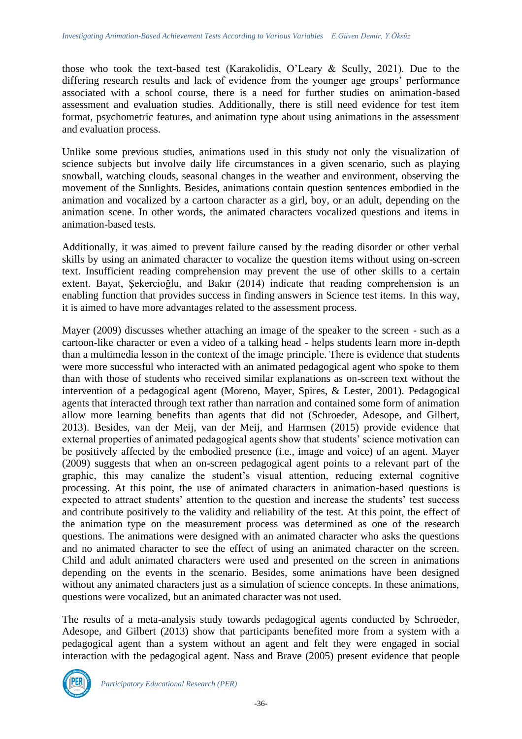those who took the text-based test (Karakolidis, O'Leary & Scully, 2021). Due to the differing research results and lack of evidence from the younger age groups' performance associated with a school course, there is a need for further studies on animation-based assessment and evaluation studies. Additionally, there is still need evidence for test item format, psychometric features, and animation type about using animations in the assessment and evaluation process.

Unlike some previous studies, animations used in this study not only the visualization of science subjects but involve daily life circumstances in a given scenario, such as playing snowball, watching clouds, seasonal changes in the weather and environment, observing the movement of the Sunlights. Besides, animations contain question sentences embodied in the animation and vocalized by a cartoon character as a girl, boy, or an adult, depending on the animation scene. In other words, the animated characters vocalized questions and items in animation-based tests.

Additionally, it was aimed to prevent failure caused by the reading disorder or other verbal skills by using an animated character to vocalize the question items without using on-screen text. Insufficient reading comprehension may prevent the use of other skills to a certain extent. Bayat, Şekercioğlu, and Bakır (2014) indicate that reading comprehension is an enabling function that provides success in finding answers in Science test items. In this way, it is aimed to have more advantages related to the assessment process.

Mayer (2009) discusses whether attaching an image of the speaker to the screen - such as a cartoon-like character or even a video of a talking head - helps students learn more in-depth than a multimedia lesson in the context of the image principle. There is evidence that students were more successful who interacted with an animated pedagogical agent who spoke to them than with those of students who received similar explanations as on-screen text without the intervention of a pedagogical agent (Moreno, Mayer, Spires, & Lester, 2001). Pedagogical agents that interacted through text rather than narration and contained some form of animation allow more learning benefits than agents that did not (Schroeder, Adesope, and Gilbert, 2013). Besides, van der Meij, van der Meij, and Harmsen (2015) provide evidence that external properties of animated pedagogical agents show that students' science motivation can be positively affected by the embodied presence (i.e., image and voice) of an agent. Mayer (2009) suggests that when an on-screen pedagogical agent points to a relevant part of the graphic, this may canalize the student's visual attention, reducing external cognitive processing. At this point, the use of animated characters in animation-based questions is expected to attract students' attention to the question and increase the students' test success and contribute positively to the validity and reliability of the test. At this point, the effect of the animation type on the measurement process was determined as one of the research questions. The animations were designed with an animated character who asks the questions and no animated character to see the effect of using an animated character on the screen. Child and adult animated characters were used and presented on the screen in animations depending on the events in the scenario. Besides, some animations have been designed without any animated characters just as a simulation of science concepts. In these animations, questions were vocalized, but an animated character was not used.

The results of a meta-analysis study towards pedagogical agents conducted by Schroeder, Adesope, and Gilbert (2013) show that participants benefited more from a system with a pedagogical agent than a system without an agent and felt they were engaged in social interaction with the pedagogical agent. Nass and Brave (2005) present evidence that people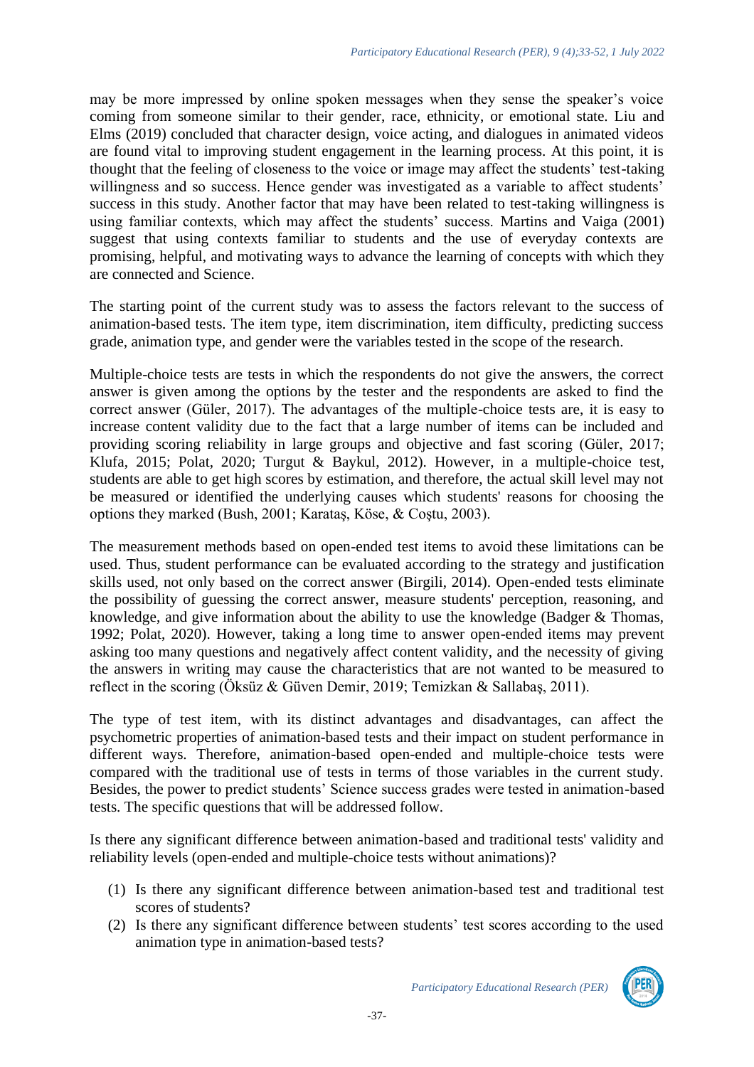may be more impressed by online spoken messages when they sense the speaker's voice coming from someone similar to their gender, race, ethnicity, or emotional state. Liu and Elms (2019) concluded that character design, voice acting, and dialogues in animated videos are found vital to improving student engagement in the learning process. At this point, it is thought that the feeling of closeness to the voice or image may affect the students' test-taking willingness and so success. Hence gender was investigated as a variable to affect students' success in this study. Another factor that may have been related to test-taking willingness is using familiar contexts, which may affect the students' success. Martins and Vaiga (2001) suggest that using contexts familiar to students and the use of everyday contexts are promising, helpful, and motivating ways to advance the learning of concepts with which they are connected and Science.

The starting point of the current study was to assess the factors relevant to the success of animation-based tests. The item type, item discrimination, item difficulty, predicting success grade, animation type, and gender were the variables tested in the scope of the research.

Multiple-choice tests are tests in which the respondents do not give the answers, the correct answer is given among the options by the tester and the respondents are asked to find the correct answer (Güler, 2017). The advantages of the multiple-choice tests are, it is easy to increase content validity due to the fact that a large number of items can be included and providing scoring reliability in large groups and objective and fast scoring (Güler, 2017; Klufa, 2015; Polat, 2020; Turgut & Baykul, 2012). However, in a multiple-choice test, students are able to get high scores by estimation, and therefore, the actual skill level may not be measured or identified the underlying causes which students' reasons for choosing the options they marked (Bush, 2001; Karataş, Köse, & Coştu, 2003).

The measurement methods based on open-ended test items to avoid these limitations can be used. Thus, student performance can be evaluated according to the strategy and justification skills used, not only based on the correct answer (Birgili, 2014). Open-ended tests eliminate the possibility of guessing the correct answer, measure students' perception, reasoning, and knowledge, and give information about the ability to use the knowledge (Badger & Thomas, 1992; Polat, 2020). However, taking a long time to answer open-ended items may prevent asking too many questions and negatively affect content validity, and the necessity of giving the answers in writing may cause the characteristics that are not wanted to be measured to reflect in the scoring (Öksüz & Güven Demir, 2019; Temizkan & Sallabaş, 2011).

The type of test item, with its distinct advantages and disadvantages, can affect the psychometric properties of animation-based tests and their impact on student performance in different ways. Therefore, animation-based open-ended and multiple-choice tests were compared with the traditional use of tests in terms of those variables in the current study. Besides, the power to predict students' Science success grades were tested in animation-based tests. The specific questions that will be addressed follow.

Is there any significant difference between animation-based and traditional tests' validity and reliability levels (open-ended and multiple-choice tests without animations)?

(1) Is there any significant difference between animation-based test and traditional test scores of students?
(2) Is there any significant difference between students' test scores according to the used animation type in animation-based tests?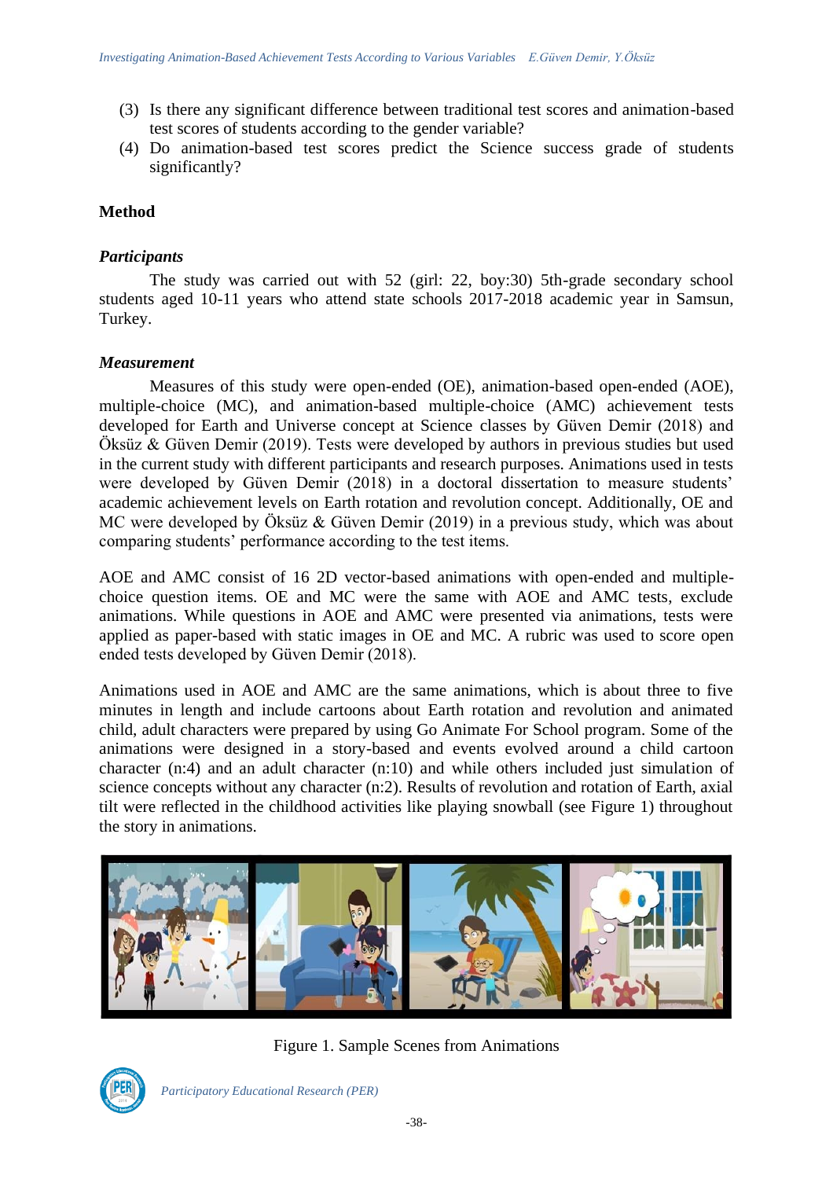(3) Is there any significant difference between traditional test scores and animation-based test scores of students according to the gender variable?
(4) Do animation-based test scores predict the Science success grade of students significantly?

## Method

### *Participants*

The study was carried out with 52 (girl: 22, boy:30) 5th-grade secondary school students aged 10-11 years who attend state schools 2017-2018 academic year in Samsun, Turkey.

### *Measurement*

Measures of this study were open-ended (OE), animation-based open-ended (AOE), multiple-choice (MC), and animation-based multiple-choice (AMC) achievement tests developed for Earth and Universe concept at Science classes by Güven Demir (2018) and Öksüz & Güven Demir (2019). Tests were developed by authors in previous studies but used in the current study with different participants and research purposes. Animations used in tests were developed by Güven Demir (2018) in a doctoral dissertation to measure students' academic achievement levels on Earth rotation and revolution concept. Additionally, OE and MC were developed by Öksüz & Güven Demir (2019) in a previous study, which was about comparing students' performance according to the test items.

AOE and AMC consist of 16 2D vector-based animations with open-ended and multiple-choice question items. OE and MC were the same with AOE and AMC tests, exclude animations. While questions in AOE and AMC were presented via animations, tests were applied as paper-based with static images in OE and MC. A rubric was used to score open ended tests developed by Güven Demir (2018).

Animations used in AOE and AMC are the same animations, which is about three to five minutes in length and include cartoons about Earth rotation and revolution and animated child, adult characters were prepared by using Go Animate For School program. Some of the animations were designed in a story-based and events evolved around a child cartoon character (n:4) and an adult character (n:10) and while others included just simulation of science concepts without any character (n:2). Results of revolution and rotation of Earth, axial tilt were reflected in the childhood activities like playing snowball (see Figure 1) throughout the story in animations.

Figure 1. Sample Scenes from Animations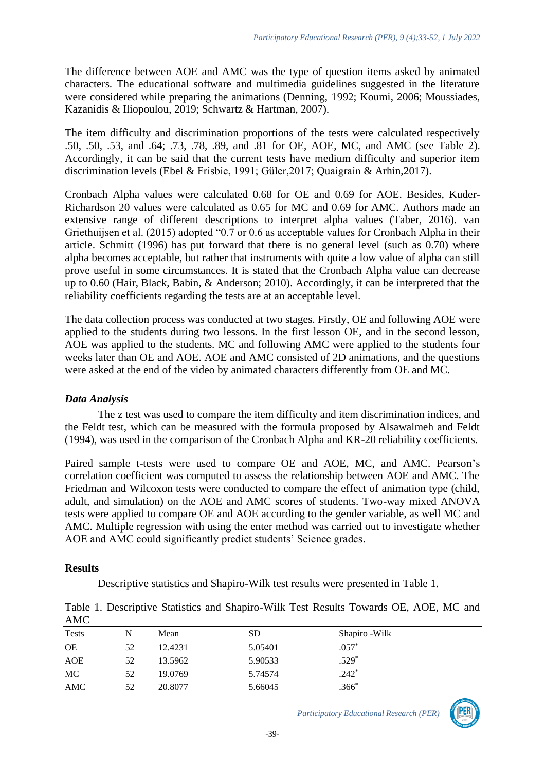The difference between AOE and AMC was the type of question items asked by animated characters. The educational software and multimedia guidelines suggested in the literature were considered while preparing the animations (Denning, 1992; Koumi, 2006; Moussiades, Kazanidis & Iliopoulou, 2019; Schwartz & Hartman, 2007).

The item difficulty and discrimination proportions of the tests were calculated respectively .50, .50, .53, and .64; .73, .78, .89, and .81 for OE, AOE, MC, and AMC (see Table 2). Accordingly, it can be said that the current tests have medium difficulty and superior item discrimination levels (Ebel & Frisbie, 1991; Güler,2017; Quaigrain & Arhin,2017).

Cronbach Alpha values were calculated 0.68 for OE and 0.69 for AOE. Besides, Kuder-Richardson 20 values were calculated as 0.65 for MC and 0.69 for AMC. Authors made an extensive range of different descriptions to interpret alpha values (Taber, 2016). van Griethuijsen et al. (2015) adopted "0.7 or 0.6 as acceptable values for Cronbach Alpha in their article. Schmitt (1996) has put forward that there is no general level (such as 0.70) where alpha becomes acceptable, but rather that instruments with quite a low value of alpha can still prove useful in some circumstances. It is stated that the Cronbach Alpha value can decrease up to 0.60 (Hair, Black, Babin, & Anderson; 2010). Accordingly, it can be interpreted that the reliability coefficients regarding the tests are at an acceptable level.

The data collection process was conducted at two stages. Firstly, OE and following AOE were applied to the students during two lessons. In the first lesson OE, and in the second lesson, AOE was applied to the students. MC and following AMC were applied to the students four weeks later than OE and AOE. AOE and AMC consisted of 2D animations, and the questions were asked at the end of the video by animated characters differently from OE and MC.

### *Data Analysis*

The z test was used to compare the item difficulty and item discrimination indices, and the Feldt test, which can be measured with the formula proposed by Alsawalmeh and Feldt (1994), was used in the comparison of the Cronbach Alpha and KR-20 reliability coefficients.

Paired sample t-tests were used to compare OE and AOE, MC, and AMC. Pearson's correlation coefficient was computed to assess the relationship between AOE and AMC. The Friedman and Wilcoxon tests were conducted to compare the effect of animation type (child, adult, and simulation) on the AOE and AMC scores of students. Two-way mixed ANOVA tests were applied to compare OE and AOE according to the gender variable, as well MC and AMC. Multiple regression with using the enter method was carried out to investigate whether AOE and AMC could significantly predict students' Science grades.

## **Results**

Descriptive statistics and Shapiro-Wilk test results were presented in Table 1.

Table 1. Descriptive Statistics and Shapiro-Wilk Test Results Towards OE, AOE, MC and AMC

| Tests | N | Mean | SD | Shapiro -Wilk |
|---|---|---|---|---|
| OE | 52 | 12.4231 | 5.05401 | .057* |
| AOE | 52 | 13.5962 | 5.90533 | .529* |
| MC | 52 | 19.0769 | 5.74574 | .242* |
| AMC | 52 | 20.8077 | 5.66045 | .366* |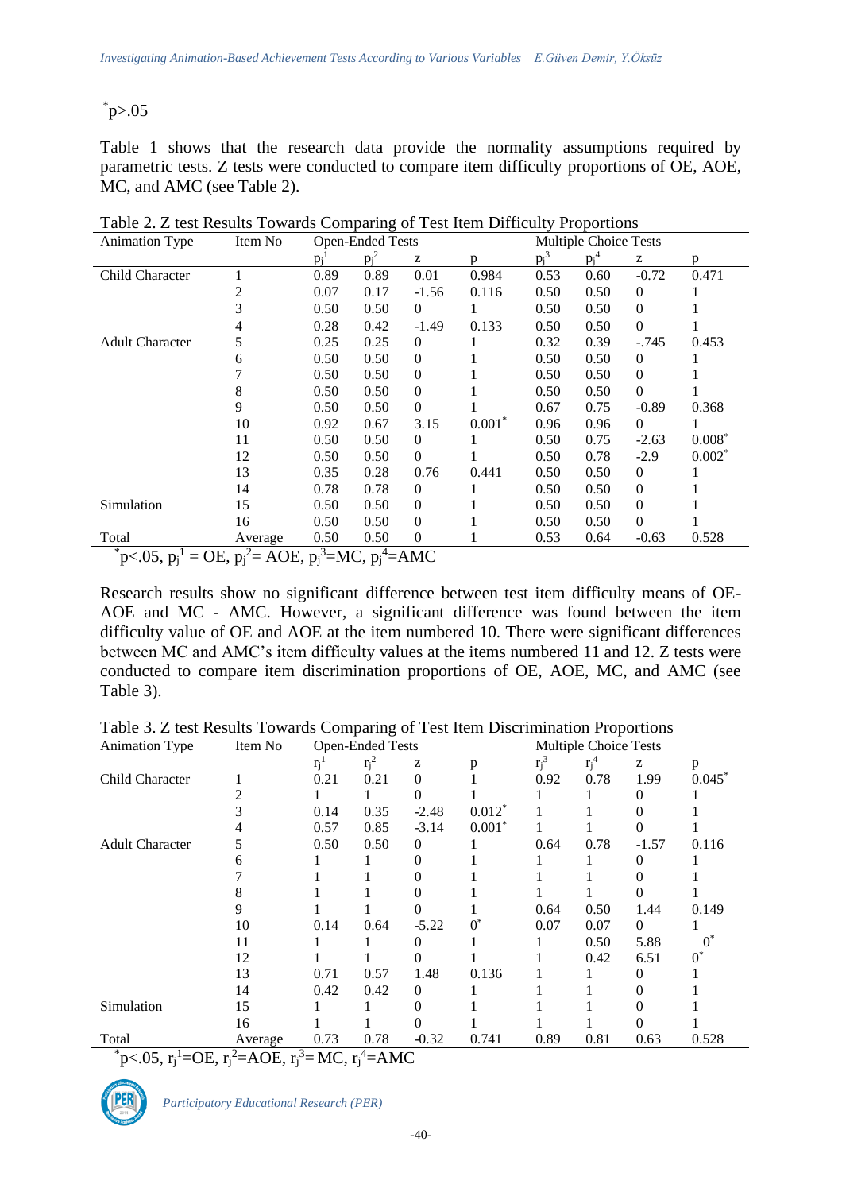*p>.05

Table 1 shows that the research data provide the normality assumptions required by parametric tests. Z tests were conducted to compare item difficulty proportions of OE, AOE, MC, and AMC (see Table 2).

Table 2. Z test Results Towards Comparing of Test Item Difficulty Proportions

| Animation Type | Item No | Open-Ended Tests | | | | Multiple Choice Tests | | | |
|---|---|---|---|---|---|---|---|---|---|
| | | $p_j^1$ | $p_j^2$ | z | p | $p_j^3$ | $p_j^4$ | z | p |
| Child Character | 1 | 0.89 | 0.89 | 0.01 | 0.984 | 0.53 | 0.60 | -0.72 | 0.471 |
| | 2 | 0.07 | 0.17 | -1.56 | 0.116 | 0.50 | 0.50 | 0 | 1 |
| | 3 | 0.50 | 0.50 | 0 | 1 | 0.50 | 0.50 | 0 | 1 |
| | 4 | 0.28 | 0.42 | -1.49 | 0.133 | 0.50 | 0.50 | 0 | 1 |
| Adult Character | 5 | 0.25 | 0.25 | 0 | 1 | 0.32 | 0.39 | -.745 | 0.453 |
| | 6 | 0.50 | 0.50 | 0 | 1 | 0.50 | 0.50 | 0 | 1 |
| | 7 | 0.50 | 0.50 | 0 | 1 | 0.50 | 0.50 | 0 | 1 |
| | 8 | 0.50 | 0.50 | 0 | 1 | 0.50 | 0.50 | 0 | 1 |
| | 9 | 0.50 | 0.50 | 0 | 1 | 0.67 | 0.75 | -0.89 | 0.368 |
| | 10 | 0.92 | 0.67 | 3.15 | 0.001* | 0.96 | 0.96 | 0 | 1 |
| | 11 | 0.50 | 0.50 | 0 | 1 | 0.50 | 0.75 | -2.63 | 0.008* |
| | 12 | 0.50 | 0.50 | 0 | 1 | 0.50 | 0.78 | -2.9 | 0.002* |
| | 13 | 0.35 | 0.28 | 0.76 | 0.441 | 0.50 | 0.50 | 0 | 1 |
| | 14 | 0.78 | 0.78 | 0 | 1 | 0.50 | 0.50 | 0 | 1 |
| Simulation | 15 | 0.50 | 0.50 | 0 | 1 | 0.50 | 0.50 | 0 | 1 |
| | 16 | 0.50 | 0.50 | 0 | 1 | 0.50 | 0.50 | 0 | 1 |
| Total | Average | 0.50 | 0.50 | 0 | 1 | 0.53 | 0.64 | -0.63 | 0.528 |

*p<.05, $p_j^1$ = OE, $p_j^2$= AOE, $p_j^3$=MC, $p_j^4$=AMC

Research results show no significant difference between test item difficulty means of OE-AOE and MC - AMC. However, a significant difference was found between the item difficulty value of OE and AOE at the item numbered 10. There were significant differences between MC and AMC's item difficulty values at the items numbered 11 and 12. Z tests were conducted to compare item discrimination proportions of OE, AOE, MC, and AMC (see Table 3).

Table 3. Z test Results Towards Comparing of Test Item Discrimination Proportions

| Animation Type | Item No | Open-Ended Tests | | | | Multiple Choice Tests | | | |
|---|---|---|---|---|---|---|---|---|---|
| | | $r_j^1$ | $r_j^2$ | z | p | $r_j^3$ | $r_j^4$ | z | p |
| Child Character | 1 | 0.21 | 0.21 | 0 | 1 | 0.92 | 0.78 | 1.99 | 0.045* |
| | 2 | 1 | 1 | 0 | 1 | 1 | 1 | 0 | 1 |
| | 3 | 0.14 | 0.35 | -2.48 | 0.012* | 1 | 1 | 0 | 1 |
| | 4 | 0.57 | 0.85 | -3.14 | 0.001* | 1 | 1 | 0 | 1 |
| Adult Character | 5 | 0.50 | 0.50 | 0 | 1 | 0.64 | 0.78 | -1.57 | 0.116 |
| | 6 | 1 | 1 | 0 | 1 | 1 | 1 | 0 | 1 |
| | 7 | 1 | 1 | 0 | 1 | 1 | 1 | 0 | 1 |
| | 8 | 1 | 1 | 0 | 1 | 1 | 1 | 0 | 1 |
| | 9 | 1 | 1 | 0 | 1 | 0.64 | 0.50 | 1.44 | 0.149 |
| | 10 | 0.14 | 0.64 | -5.22 | 0* | 0.07 | 0.07 | 0 | 1 |
| | 11 | 1 | 1 | 0 | 1 | 1 | 0.50 | 5.88 | 0* |
| | 12 | 1 | 1 | 0 | 1 | 1 | 0.42 | 6.51 | 0* |
| | 13 | 0.71 | 0.57 | 1.48 | 0.136 | 1 | 1 | 0 | 1 |
| | 14 | 0.42 | 0.42 | 0 | 1 | 1 | 1 | 0 | 1 |
| Simulation | 15 | 1 | 1 | 0 | 1 | 1 | 1 | 0 | 1 |
| | 16 | 1 | 1 | 0 | 1 | 1 | 1 | 0 | 1 |
| Total | Average | 0.73 | 0.78 | -0.32 | 0.741 | 0.89 | 0.81 | 0.63 | 0.528 |

*p<.05, $r_j^1$=OE, $r_j^2$=AOE, $r_j^3$= MC, $r_j^4$=AMC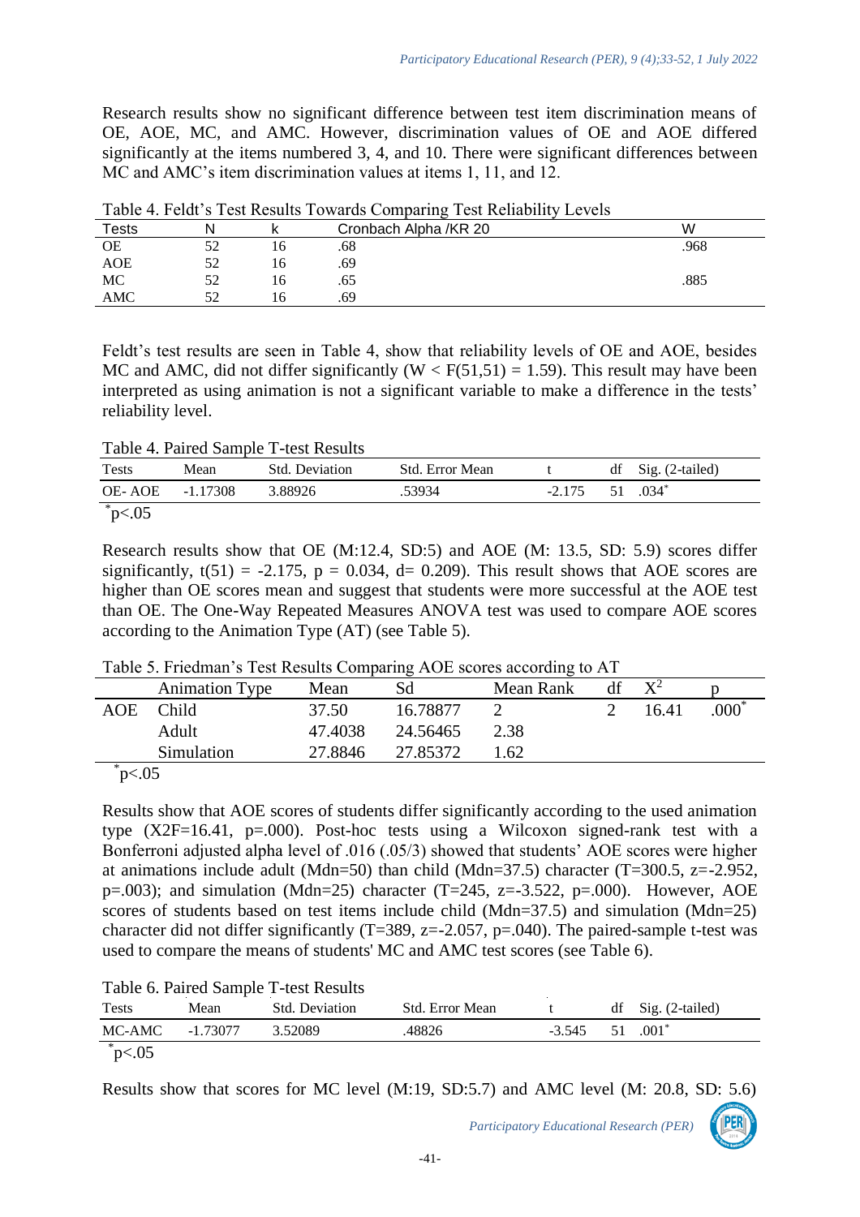Research results show no significant difference between test item discrimination means of OE, AOE, MC, and AMC. However, discrimination values of OE and AOE differed significantly at the items numbered 3, 4, and 10. There were significant differences between MC and AMC's item discrimination values at items 1, 11, and 12.

Table 4. Feldt's Test Results Towards Comparing Test Reliability Levels

| Tests | N | k | Cronbach Alpha /KR 20 | W |
|---|---|---|---|---|
| OE | 52 | 16 | .68 | .968 |
| AOE | 52 | 16 | .69 | |
| MC | 52 | 16 | .65 | .885 |
| AMC | 52 | 16 | .69 | |

Feldt's test results are seen in Table 4, show that reliability levels of OE and AOE, besides MC and AMC, did not differ significantly ($W < F(51,51) = 1.59$). This result may have been interpreted as using animation is not a significant variable to make a difference in the tests' reliability level.

Table 4. Paired Sample T-test Results

| Tests | Mean | Std. Deviation | Std. Error Mean | t | df | Sig. (2-tailed) |
|---|---|---|---|---|---|---|
| OE- AOE | -1.17308 | 3.88926 | .53934 | -2.175 | 51 | .034* |

*p<.05

Research results show that OE (M:12.4, SD:5) and AOE (M: 13.5, SD: 5.9) scores differ significantly, $t(51) = -2.175$, $p = 0.034$, $d = 0.209$). This result shows that AOE scores are higher than OE scores mean and suggest that students were more successful at the AOE test than OE. The One-Way Repeated Measures ANOVA test was used to compare AOE scores according to the Animation Type (AT) (see Table 5).

Table 5. Friedman's Test Results Comparing AOE scores according to AT

| | Animation Type | Mean | Sd | Mean Rank | df | $X^2$ | p |
|---|---|---|---|---|---|---|---|
| AOE | Child | 37.50 | 16.78877 | 2 | 2 | 16.41 | .000* |
| | Adult | 47.4038 | 24.56465 | 2.38 | | | |
| | Simulation | 27.8846 | 27.85372 | 1.62 | | | |

*p<.05

Results show that AOE scores of students differ significantly according to the used animation type (X2F=16.41, p=.000). Post-hoc tests using a Wilcoxon signed-rank test with a Bonferroni adjusted alpha level of .016 (.05/3) showed that students' AOE scores were higher at animations include adult (Mdn=50) than child (Mdn=37.5) character (T=300.5, z=-2.952, p=.003); and simulation (Mdn=25) character (T=245, z=-3.522, p=.000). However, AOE scores of students based on test items include child (Mdn=37.5) and simulation (Mdn=25) character did not differ significantly (T=389, z=-2.057, p=.040). The paired-sample t-test was used to compare the means of students' MC and AMC test scores (see Table 6).

Table 6. Paired Sample T-test Results

| Tests | Mean | Std. Deviation | Std. Error Mean | t | df | Sig. (2-tailed) |
|---|---|---|---|---|---|---|
| MC-AMC | -1.73077 | 3.52089 | .48826 | -3.545 | 51 | .001* |

*p<.05

Results show that scores for MC level (M:19, SD:5.7) and AMC level (M: 20.8, SD: 5.6)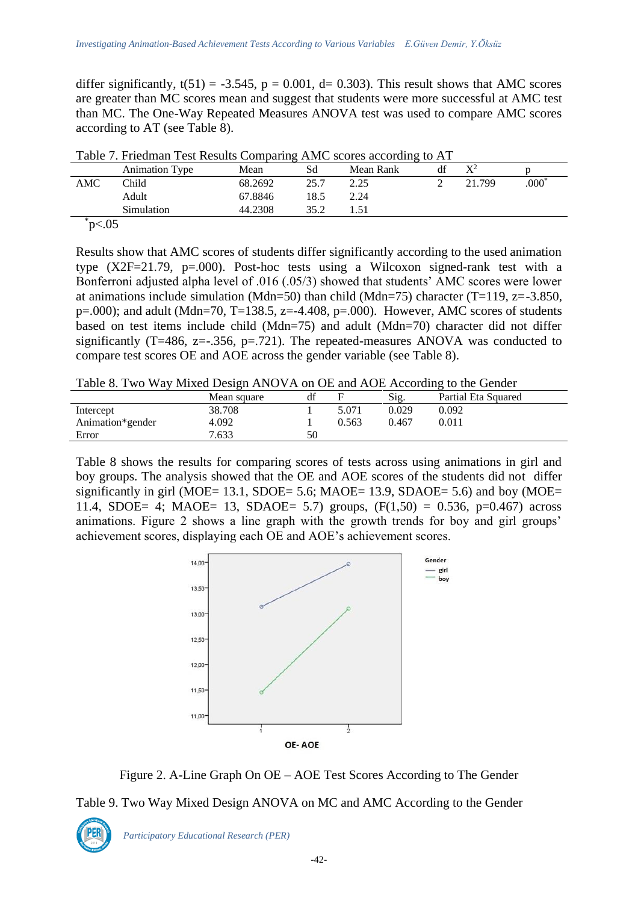differ significantly, $t(51) = -3.545$, $p = 0.001$, $d = 0.303$). This result shows that AMC scores are greater than MC scores mean and suggest that students were more successful at AMC test than MC. The One-Way Repeated Measures ANOVA test was used to compare AMC scores according to AT (see Table 8).

Table 7. Friedman Test Results Comparing AMC scores according to AT

| | Animation Type | Mean | Sd | Mean Rank | df | $X^2$ | p |
|---|---|---|---|---|---|---|---|
| AMC | Child | 68.2692 | 25.7 | 2.25 | 2 | 21.799 | .000* |
| | Adult | 67.8846 | 18.5 | 2.24 | | | |
| | Simulation | 44.2308 | 35.2 | 1.51 | | | |

*p<.05

Results show that AMC scores of students differ significantly according to the used animation type (X2F=21.79, p=.000). Post-hoc tests using a Wilcoxon signed-rank test with a Bonferroni adjusted alpha level of .016 (.05/3) showed that students' AMC scores were lower at animations include simulation (Mdn=50) than child (Mdn=75) character (T=119, z=-3.850, p=.000); and adult (Mdn=70, T=138.5, z=-4.408, p=.000). However, AMC scores of students based on test items include child (Mdn=75) and adult (Mdn=70) character did not differ significantly (T=486, z=-.356, p=.721). The repeated-measures ANOVA was conducted to compare test scores OE and AOE across the gender variable (see Table 8).

Table 8. Two Way Mixed Design ANOVA on OE and AOE According to the Gender

| | Mean square | df | F | Sig. | Partial Eta Squared |
|---|---|---|---|---|---|
| Intercept | 38.708 | 1 | 5.071 | 0.029 | 0.092 |
| Animation*gender | 4.092 | 1 | 0.563 | 0.467 | 0.011 |
| Error | 7.633 | 50 | | | |

Table 8 shows the results for comparing scores of tests across using animations in girl and boy groups. The analysis showed that the OE and AOE scores of the students did not differ significantly in girl (MOE= 13.1, SDOE= 5.6; MAOE= 13.9, SDAOE= 5.6) and boy (MOE= 11.4, SDOE= 4; MAOE= 13, SDAOE= 5.7) groups, ($F(1,50) = 0.536$, $p=0.467$) across animations. Figure 2 shows a line graph with the growth trends for boy and girl groups' achievement scores, displaying each OE and AOE's achievement scores.

Gender
girl
boy

14,00
13,50
13,00
12,50
12,00
11,50
11,00

1
2

OE- AOE

Figure 2. A-Line Graph On OE – AOE Test Scores According to The Gender

Table 9. Two Way Mixed Design ANOVA on MC and AMC According to the Gender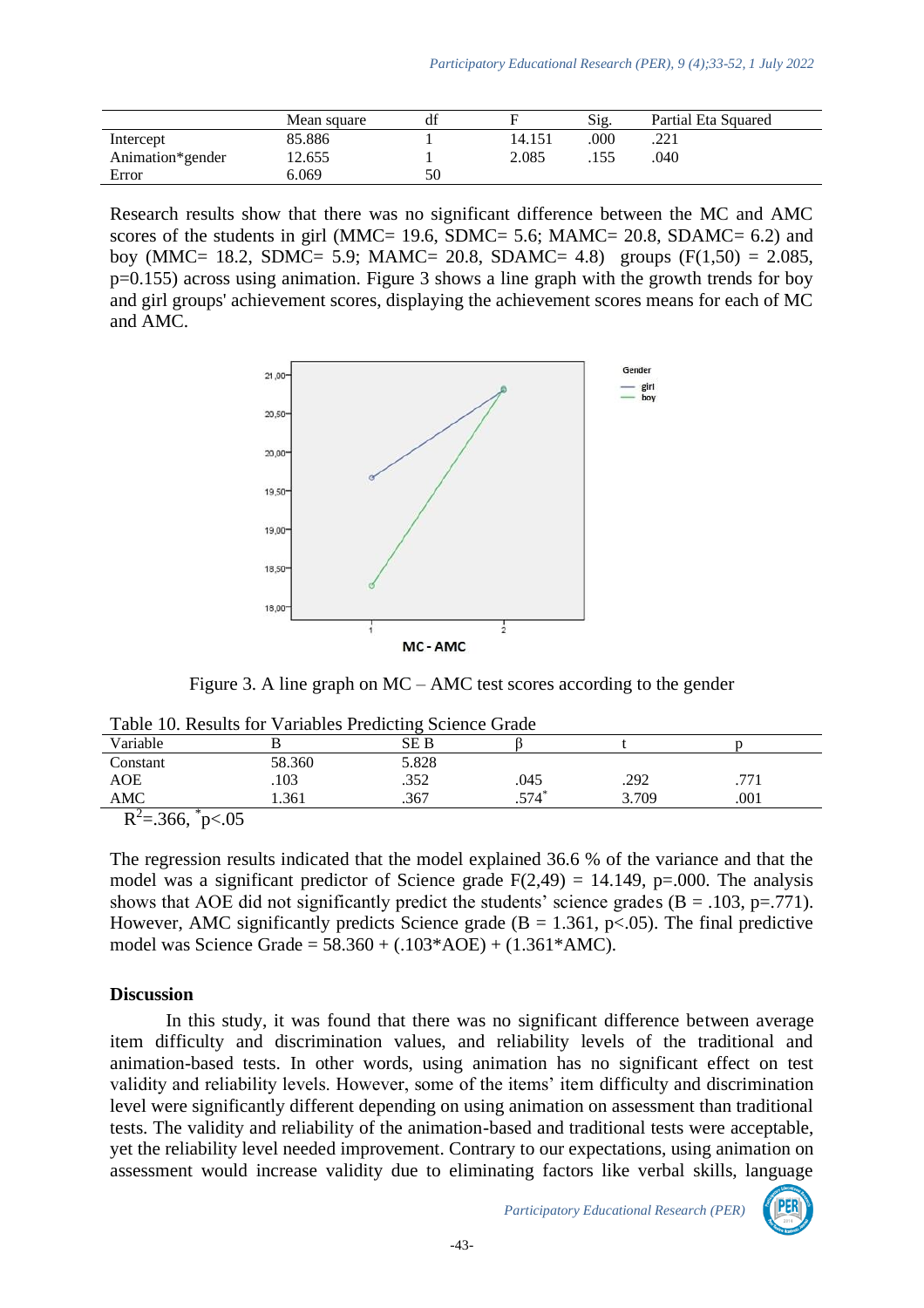| | Mean square | df | F | Sig. | Partial Eta Squared |
|---|---|---|---|---|---|
| Intercept | 85.886 | 1 | 14.151 | .000 | .221 |
| Animation*gender | 12.655 | 1 | 2.085 | .155 | .040 |
| Error | 6.069 | 50 | | | |

Research results show that there was no significant difference between the MC and AMC scores of the students in girl (MMC= 19.6, SDMC= 5.6; MAMC= 20.8, SDAMC= 6.2) and boy (MMC= 18.2, SDMC= 5.9; MAMC= 20.8, SDAMC= 4.8) groups ($F(1,50) = 2.085$, $p=0.155$) across using animation. Figure 3 shows a line graph with the growth trends for boy and girl groups' achievement scores, displaying the achievement scores means for each of MC and AMC.

21,00
20,50
20,00
19,50
19,00
18,50
18,00
1
2
MC - AMC
Gender
girl
boy

Figure 3. A line graph on MC – AMC test scores according to the gender

Table 10. Results for Variables Predicting Science Grade

| Variable | B | SE B | β | t | p |
|---|---|---|---|---|---|
| Constant | 58.360 | 5.828 | | | |
| AOE | .103 | .352 | .045 | .292 | .771 |
| AMC | 1.361 | .367 | .574* | 3.709 | .001 |

$R^2$=.366, *p<.05

The regression results indicated that the model explained 36.6 % of the variance and that the model was a significant predictor of Science grade $F(2,49) = 14.149$, p=.000. The analysis shows that AOE did not significantly predict the students' science grades (B = .103, p=.771). However, AMC significantly predicts Science grade (B = 1.361, p<.05). The final predictive model was Science Grade = 58.360 + (.103*AOE) + (1.361*AMC).

**Discussion**

In this study, it was found that there was no significant difference between average item difficulty and discrimination values, and reliability levels of the traditional and animation-based tests. In other words, using animation has no significant effect on test validity and reliability levels. However, some of the items' item difficulty and discrimination level were significantly different depending on using animation on assessment than traditional tests. The validity and reliability of the animation-based and traditional tests were acceptable, yet the reliability level needed improvement. Contrary to our expectations, using animation on assessment would increase validity due to eliminating factors like verbal skills, language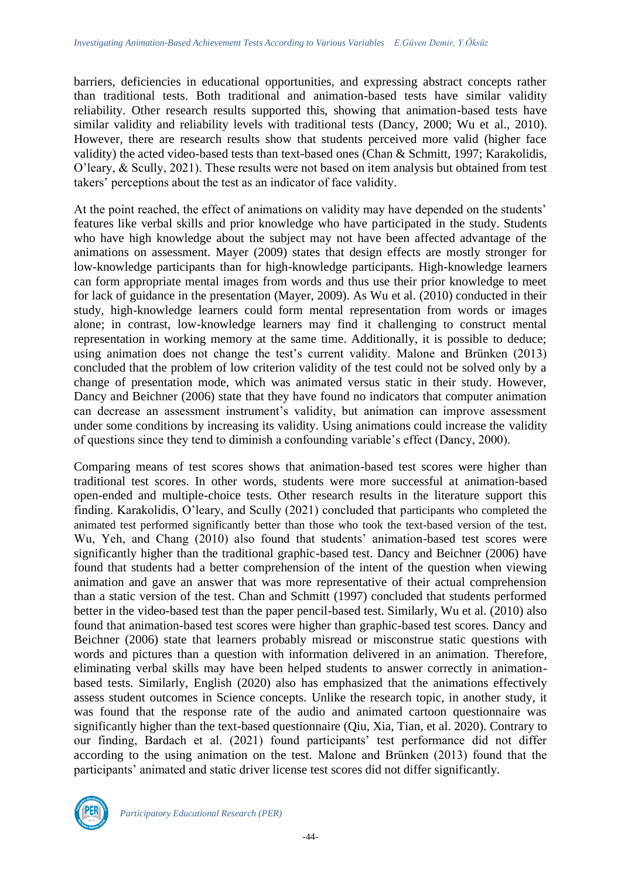barriers, deficiencies in educational opportunities, and expressing abstract concepts rather than traditional tests. Both traditional and animation-based tests have similar validity reliability. Other research results supported this, showing that animation-based tests have similar validity and reliability levels with traditional tests (Dancy, 2000; Wu et al., 2010). However, there are research results show that students perceived more valid (higher face validity) the acted video-based tests than text-based ones (Chan & Schmitt, 1997; Karakolidis, O'leary, & Scully, 2021). These results were not based on item analysis but obtained from test takers' perceptions about the test as an indicator of face validity.

At the point reached, the effect of animations on validity may have depended on the students' features like verbal skills and prior knowledge who have participated in the study. Students who have high knowledge about the subject may not have been affected advantage of the animations on assessment. Mayer (2009) states that design effects are mostly stronger for low-knowledge participants than for high-knowledge participants. High-knowledge learners can form appropriate mental images from words and thus use their prior knowledge to meet for lack of guidance in the presentation (Mayer, 2009). As Wu et al. (2010) conducted in their study, high-knowledge learners could form mental representation from words or images alone; in contrast, low-knowledge learners may find it challenging to construct mental representation in working memory at the same time. Additionally, it is possible to deduce; using animation does not change the test's current validity. Malone and Brünken (2013) concluded that the problem of low criterion validity of the test could not be solved only by a change of presentation mode, which was animated versus static in their study. However, Dancy and Beichner (2006) state that they have found no indicators that computer animation can decrease an assessment instrument's validity, but animation can improve assessment under some conditions by increasing its validity. Using animations could increase the validity of questions since they tend to diminish a confounding variable's effect (Dancy, 2000).

Comparing means of test scores shows that animation-based test scores were higher than traditional test scores. In other words, students were more successful at animation-based open-ended and multiple-choice tests. Other research results in the literature support this finding. Karakolidis, O'leary, and Scully (2021) concluded that participants who completed the animated test performed significantly better than those who took the text-based version of the test. Wu, Yeh, and Chang (2010) also found that students' animation-based test scores were significantly higher than the traditional graphic-based test. Dancy and Beichner (2006) have found that students had a better comprehension of the intent of the question when viewing animation and gave an answer that was more representative of their actual comprehension than a static version of the test. Chan and Schmitt (1997) concluded that students performed better in the video-based test than the paper pencil-based test. Similarly, Wu et al. (2010) also found that animation-based test scores were higher than graphic-based test scores. Dancy and Beichner (2006) state that learners probably misread or misconstrue static questions with words and pictures than a question with information delivered in an animation. Therefore, eliminating verbal skills may have been helped students to answer correctly in animation-based tests. Similarly, English (2020) also has emphasized that the animations effectively assess student outcomes in Science concepts. Unlike the research topic, in another study, it was found that the response rate of the audio and animated cartoon questionnaire was significantly higher than the text-based questionnaire (Qiu, Xia, Tian, et al. 2020). Contrary to our finding, Bardach et al. (2021) found participants' test performance did not differ according to the using animation on the test. Malone and Brünken (2013) found that the participants' animated and static driver license test scores did not differ significantly.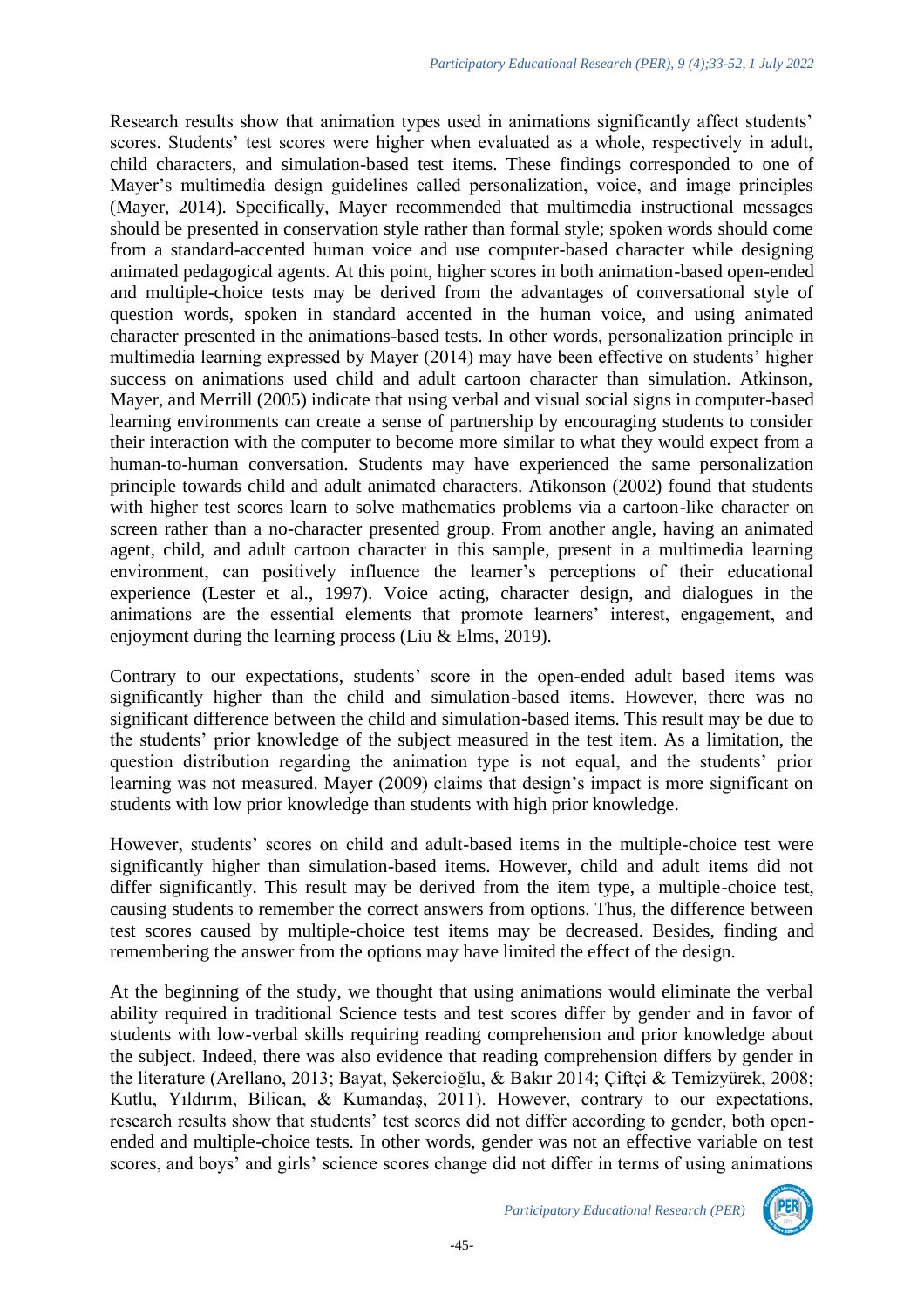Research results show that animation types used in animations significantly affect students' scores. Students' test scores were higher when evaluated as a whole, respectively in adult, child characters, and simulation-based test items. These findings corresponded to one of Mayer's multimedia design guidelines called personalization, voice, and image principles (Mayer, 2014). Specifically, Mayer recommended that multimedia instructional messages should be presented in conservation style rather than formal style; spoken words should come from a standard-accented human voice and use computer-based character while designing animated pedagogical agents. At this point, higher scores in both animation-based open-ended and multiple-choice tests may be derived from the advantages of conversational style of question words, spoken in standard accented in the human voice, and using animated character presented in the animations-based tests. In other words, personalization principle in multimedia learning expressed by Mayer (2014) may have been effective on students' higher success on animations used child and adult cartoon character than simulation. Atkinson, Mayer, and Merrill (2005) indicate that using verbal and visual social signs in computer-based learning environments can create a sense of partnership by encouraging students to consider their interaction with the computer to become more similar to what they would expect from a human-to-human conversation. Students may have experienced the same personalization principle towards child and adult animated characters. Atikonson (2002) found that students with higher test scores learn to solve mathematics problems via a cartoon-like character on screen rather than a no-character presented group. From another angle, having an animated agent, child, and adult cartoon character in this sample, present in a multimedia learning environment, can positively influence the learner's perceptions of their educational experience (Lester et al., 1997). Voice acting, character design, and dialogues in the animations are the essential elements that promote learners' interest, engagement, and enjoyment during the learning process (Liu & Elms, 2019).

Contrary to our expectations, students' score in the open-ended adult based items was significantly higher than the child and simulation-based items. However, there was no significant difference between the child and simulation-based items. This result may be due to the students' prior knowledge of the subject measured in the test item. As a limitation, the question distribution regarding the animation type is not equal, and the students' prior learning was not measured. Mayer (2009) claims that design's impact is more significant on students with low prior knowledge than students with high prior knowledge.

However, students' scores on child and adult-based items in the multiple-choice test were significantly higher than simulation-based items. However, child and adult items did not differ significantly. This result may be derived from the item type, a multiple-choice test, causing students to remember the correct answers from options. Thus, the difference between test scores caused by multiple-choice test items may be decreased. Besides, finding and remembering the answer from the options may have limited the effect of the design.

At the beginning of the study, we thought that using animations would eliminate the verbal ability required in traditional Science tests and test scores differ by gender and in favor of students with low-verbal skills requiring reading comprehension and prior knowledge about the subject. Indeed, there was also evidence that reading comprehension differs by gender in the literature (Arellano, 2013; Bayat, Şekercioğlu, & Bakır 2014; Çiftçi & Temizyürek, 2008; Kutlu, Yıldırım, Bilican, & Kumandaş, 2011). However, contrary to our expectations, research results show that students' test scores did not differ according to gender, both open-ended and multiple-choice tests. In other words, gender was not an effective variable on test scores, and boys' and girls' science scores change did not differ in terms of using animations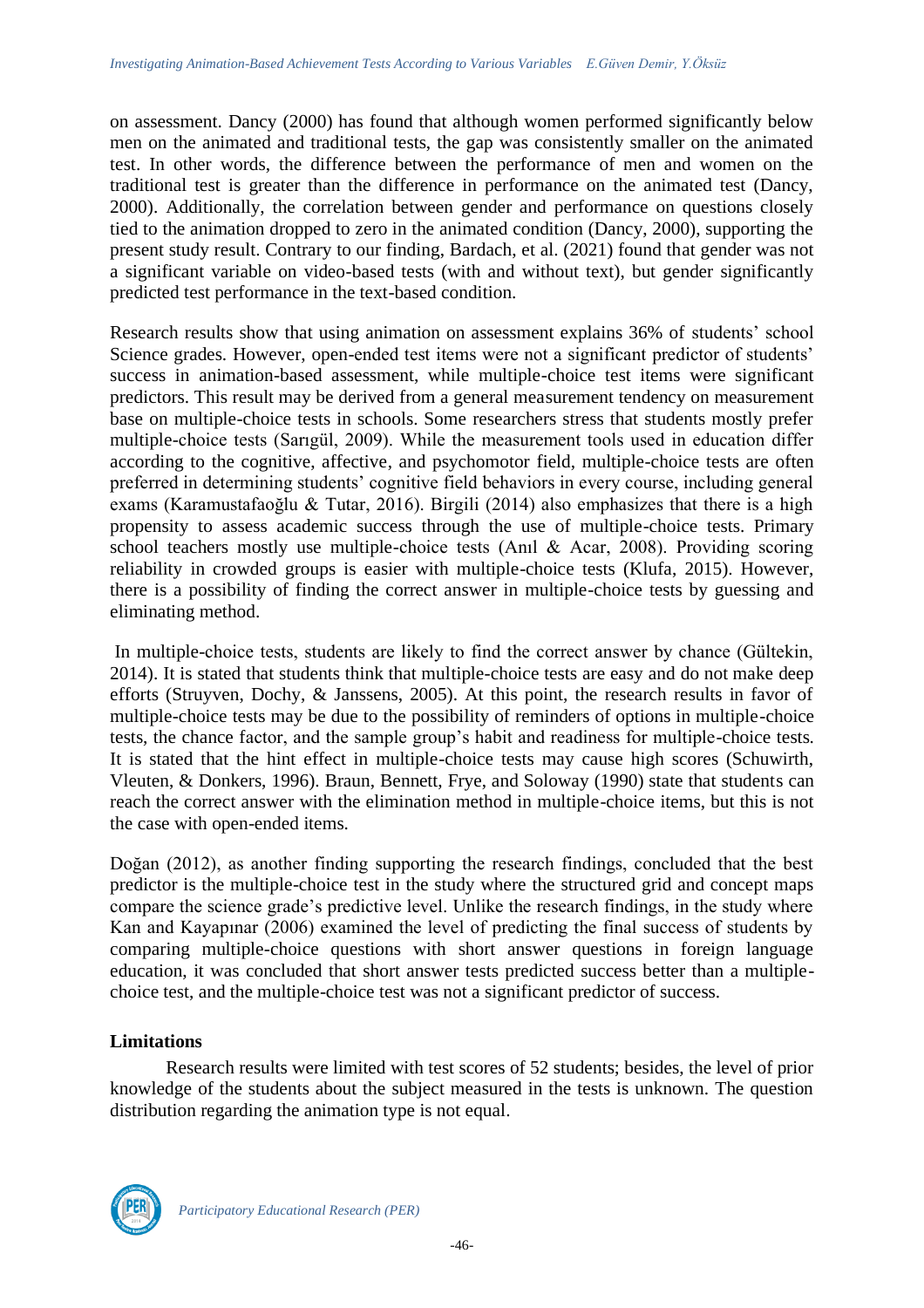on assessment. Dancy (2000) has found that although women performed significantly below men on the animated and traditional tests, the gap was consistently smaller on the animated test. In other words, the difference between the performance of men and women on the traditional test is greater than the difference in performance on the animated test (Dancy, 2000). Additionally, the correlation between gender and performance on questions closely tied to the animation dropped to zero in the animated condition (Dancy, 2000), supporting the present study result. Contrary to our finding, Bardach, et al. (2021) found that gender was not a significant variable on video-based tests (with and without text), but gender significantly predicted test performance in the text-based condition.

Research results show that using animation on assessment explains 36% of students' school Science grades. However, open-ended test items were not a significant predictor of students' success in animation-based assessment, while multiple-choice test items were significant predictors. This result may be derived from a general measurement tendency on measurement base on multiple-choice tests in schools. Some researchers stress that students mostly prefer multiple-choice tests (Sarıgül, 2009). While the measurement tools used in education differ according to the cognitive, affective, and psychomotor field, multiple-choice tests are often preferred in determining students' cognitive field behaviors in every course, including general exams (Karamustafaoğlu & Tutar, 2016). Birgili (2014) also emphasizes that there is a high propensity to assess academic success through the use of multiple-choice tests. Primary school teachers mostly use multiple-choice tests (Anıl & Acar, 2008). Providing scoring reliability in crowded groups is easier with multiple-choice tests (Klufa, 2015). However, there is a possibility of finding the correct answer in multiple-choice tests by guessing and eliminating method.

In multiple-choice tests, students are likely to find the correct answer by chance (Gültekin, 2014). It is stated that students think that multiple-choice tests are easy and do not make deep efforts (Struyven, Dochy, & Janssens, 2005). At this point, the research results in favor of multiple-choice tests may be due to the possibility of reminders of options in multiple-choice tests, the chance factor, and the sample group's habit and readiness for multiple-choice tests. It is stated that the hint effect in multiple-choice tests may cause high scores (Schuwirth, Vleuten, & Donkers, 1996). Braun, Bennett, Frye, and Soloway (1990) state that students can reach the correct answer with the elimination method in multiple-choice items, but this is not the case with open-ended items.

Doğan (2012), as another finding supporting the research findings, concluded that the best predictor is the multiple-choice test in the study where the structured grid and concept maps compare the science grade's predictive level. Unlike the research findings, in the study where Kan and Kayapınar (2006) examined the level of predicting the final success of students by comparing multiple-choice questions with short answer questions in foreign language education, it was concluded that short answer tests predicted success better than a multiple-choice test, and the multiple-choice test was not a significant predictor of success.

## Limitations

Research results were limited with test scores of 52 students; besides, the level of prior knowledge of the students about the subject measured in the tests is unknown. The question distribution regarding the animation type is not equal.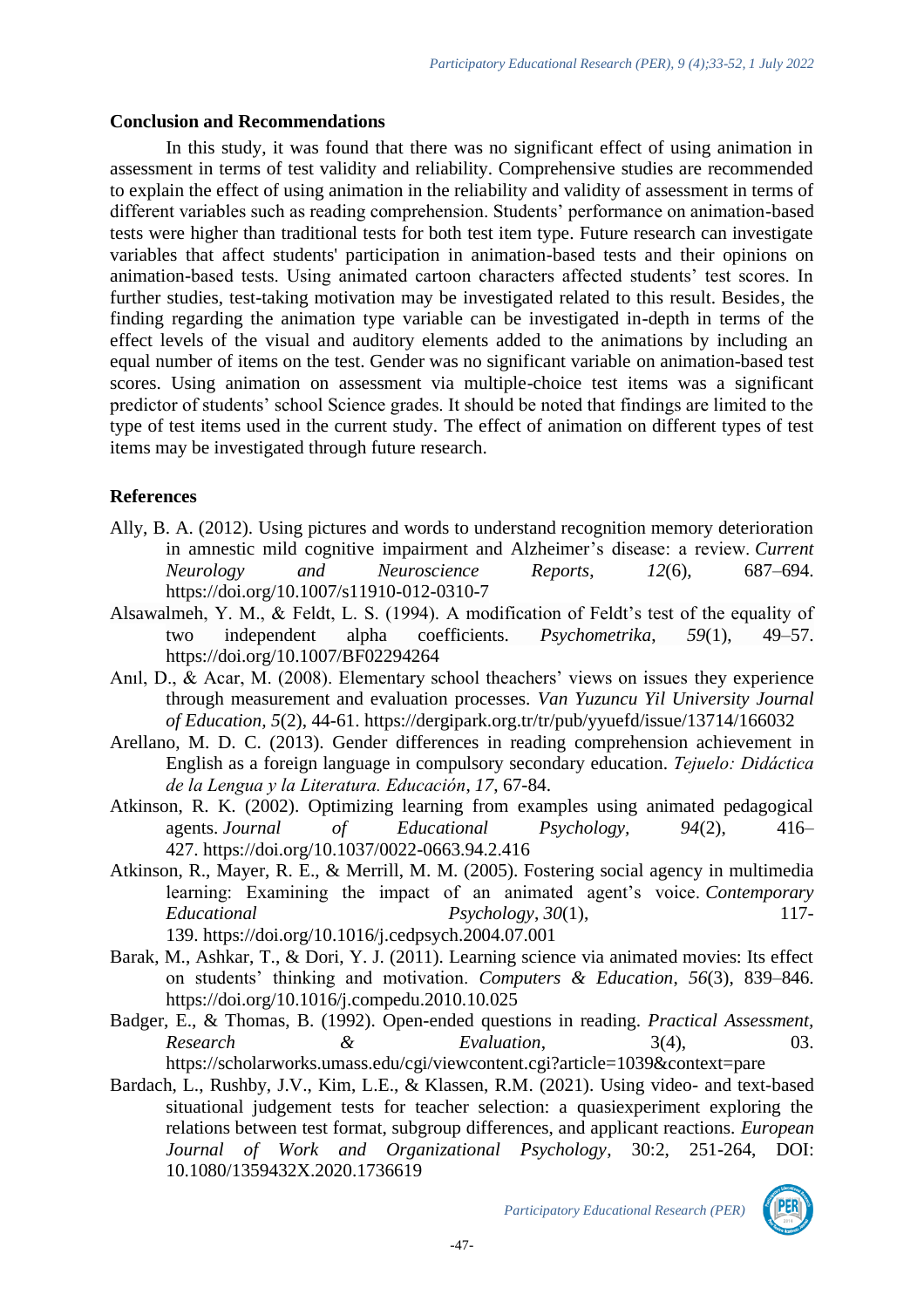## Conclusion and Recommendations

In this study, it was found that there was no significant effect of using animation in assessment in terms of test validity and reliability. Comprehensive studies are recommended to explain the effect of using animation in the reliability and validity of assessment in terms of different variables such as reading comprehension. Students' performance on animation-based tests were higher than traditional tests for both test item type. Future research can investigate variables that affect students' participation in animation-based tests and their opinions on animation-based tests. Using animated cartoon characters affected students' test scores. In further studies, test-taking motivation may be investigated related to this result. Besides, the finding regarding the animation type variable can be investigated in-depth in terms of the effect levels of the visual and auditory elements added to the animations by including an equal number of items on the test. Gender was no significant variable on animation-based test scores. Using animation on assessment via multiple-choice test items was a significant predictor of students' school Science grades. It should be noted that findings are limited to the type of test items used in the current study. The effect of animation on different types of test items may be investigated through future research.

## References

Ally, B. A. (2012). Using pictures and words to understand recognition memory deterioration in amnestic mild cognitive impairment and Alzheimer's disease: a review. *Current Neurology and Neuroscience Reports*, *12*(6), 687–694. https://doi.org/10.1007/s11910-012-0310-7

Alsawalmeh, Y. M., & Feldt, L. S. (1994). A modification of Feldt's test of the equality of two independent alpha coefficients. *Psychometrika*, *59*(1), 49–57. https://doi.org/10.1007/BF02294264

Anıl, D., & Acar, M. (2008). Elementary school theachers' views on issues they experience through measurement and evaluation processes. *Van Yuzuncu Yil University Journal of Education*, *5*(2), 44-61. https://dergipark.org.tr/tr/pub/yyuefd/issue/13714/166032

Arellano, M. D. C. (2013). Gender differences in reading comprehension achievement in English as a foreign language in compulsory secondary education. *Tejuelo: Didáctica de la Lengua y la Literatura. Educación*, *17*, 67-84.

Atkinson, R. K. (2002). Optimizing learning from examples using animated pedagogical agents. *Journal of Educational Psychology*, *94*(2), 416–427. https://doi.org/10.1037/0022-0663.94.2.416

Atkinson, R., Mayer, R. E., & Merrill, M. M. (2005). Fostering social agency in multimedia learning: Examining the impact of an animated agent's voice. *Contemporary Educational Psychology*, *30*(1), 117-139. https://doi.org/10.1016/j.cedpsych.2004.07.001

Barak, M., Ashkar, T., & Dori, Y. J. (2011). Learning science via animated movies: Its effect on students' thinking and motivation. *Computers & Education*, *56*(3), 839–846. https://doi.org/10.1016/j.compedu.2010.10.025

Badger, E., & Thomas, B. (1992). Open-ended questions in reading. *Practical Assessment, Research & Evaluation*, 3(4), 03. https://scholarworks.umass.edu/cgi/viewcontent.cgi?article=1039&context=pare

Bardach, L., Rushby, J.V., Kim, L.E., & Klassen, R.M. (2021). Using video- and text-based situational judgement tests for teacher selection: a quasiexperiment exploring the relations between test format, subgroup differences, and applicant reactions. *European Journal of Work and Organizational Psychology*, 30:2, 251-264, DOI: 10.1080/1359432X.2020.1736619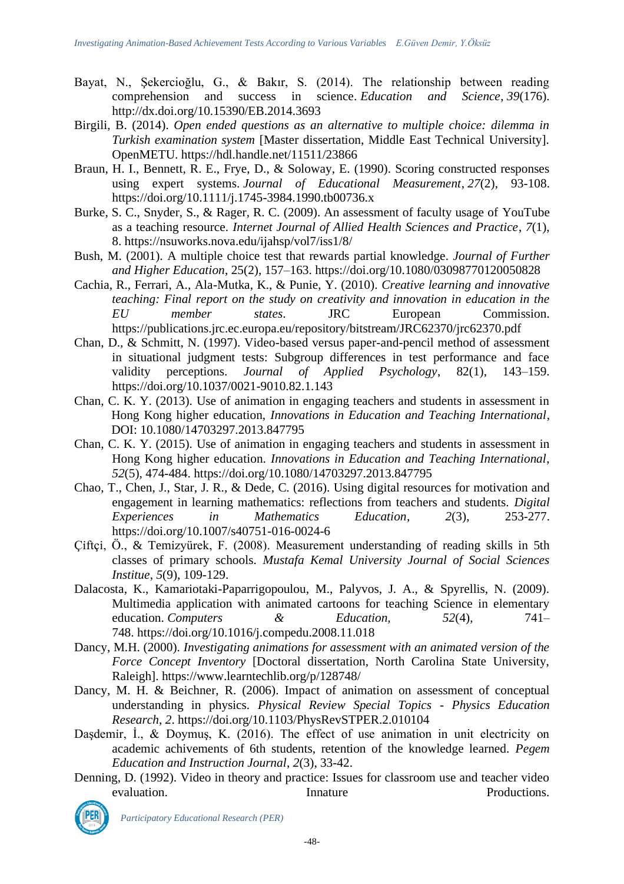Bayat, N., Şekercioğlu, G., & Bakır, S. (2014). The relationship between reading comprehension and success in science. *Education and Science*, *39*(176). http://dx.doi.org/10.15390/EB.2014.3693

Birgili, B. (2014). *Open ended questions as an alternative to multiple choice: dilemma in Turkish examination system* [Master dissertation, Middle East Technical University]. OpenMETU. https://hdl.handle.net/11511/23866

Braun, H. I., Bennett, R. E., Frye, D., & Soloway, E. (1990). Scoring constructed responses using expert systems. *Journal of Educational Measurement*, *27*(2), 93-108. https://doi.org/10.1111/j.1745-3984.1990.tb00736.x

Burke, S. C., Snyder, S., & Rager, R. C. (2009). An assessment of faculty usage of YouTube as a teaching resource. *Internet Journal of Allied Health Sciences and Practice*, *7*(1), 8. https://nsuworks.nova.edu/ijahsp/vol7/iss1/8/

Bush, M. (2001). A multiple choice test that rewards partial knowledge. *Journal of Further and Higher Education*, 25(2), 157–163. https://doi.org/10.1080/03098770120050828

Cachia, R., Ferrari, A., Ala-Mutka, K., & Punie, Y. (2010). *Creative learning and innovative teaching: Final report on the study on creativity and innovation in education in the EU member states*. JRC European Commission. https://publications.jrc.ec.europa.eu/repository/bitstream/JRC62370/jrc62370.pdf

Chan, D., & Schmitt, N. (1997). Video-based versus paper-and-pencil method of assessment in situational judgment tests: Subgroup differences in test performance and face validity perceptions. *Journal of Applied Psychology*, 82(1), 143–159. https://doi.org/10.1037/0021-9010.82.1.143

Chan, C. K. Y. (2013). Use of animation in engaging teachers and students in assessment in Hong Kong higher education, *Innovations in Education and Teaching International*, DOI: 10.1080/14703297.2013.847795

Chan, C. K. Y. (2015). Use of animation in engaging teachers and students in assessment in Hong Kong higher education. *Innovations in Education and Teaching International*, *52*(5), 474-484. https://doi.org/10.1080/14703297.2013.847795

Chao, T., Chen, J., Star, J. R., & Dede, C. (2016). Using digital resources for motivation and engagement in learning mathematics: reflections from teachers and students. *Digital Experiences in Mathematics Education*, *2*(3), 253-277. https://doi.org/10.1007/s40751-016-0024-6

Çiftçi, Ö., & Temizyürek, F. (2008). Measurement understanding of reading skills in 5th classes of primary schools. *Mustafa Kemal University Journal of Social Sciences Institue*, *5*(9), 109-129.

Dalacosta, K., Kamariotaki-Paparrigopoulou, M., Palyvos, J. A., & Spyrellis, N. (2009). Multimedia application with animated cartoons for teaching Science in elementary education. *Computers & Education,* *52*(4), 741–748. https://doi.org/10.1016/j.compedu.2008.11.018

Dancy, M.H. (2000). *Investigating animations for assessment with an animated version of the Force Concept Inventory* [Doctoral dissertation, North Carolina State University, Raleigh]. https://www.learntechlib.org/p/128748/

Dancy, M. H. & Beichner, R. (2006). Impact of animation on assessment of conceptual understanding in physics. *Physical Review Special Topics - Physics Education Research*, *2*. https://doi.org/10.1103/PhysRevSTPER.2.010104

Daşdemir, İ., & Doymuş, K. (2016). The effect of use animation in unit electricity on academic achivements of 6th students, retention of the knowledge learned. *Pegem Education and Instruction Journal*, *2*(3), 33-42.

Denning, D. (1992). Video in theory and practice: Issues for classroom use and teacher video evaluation. Innature Productions.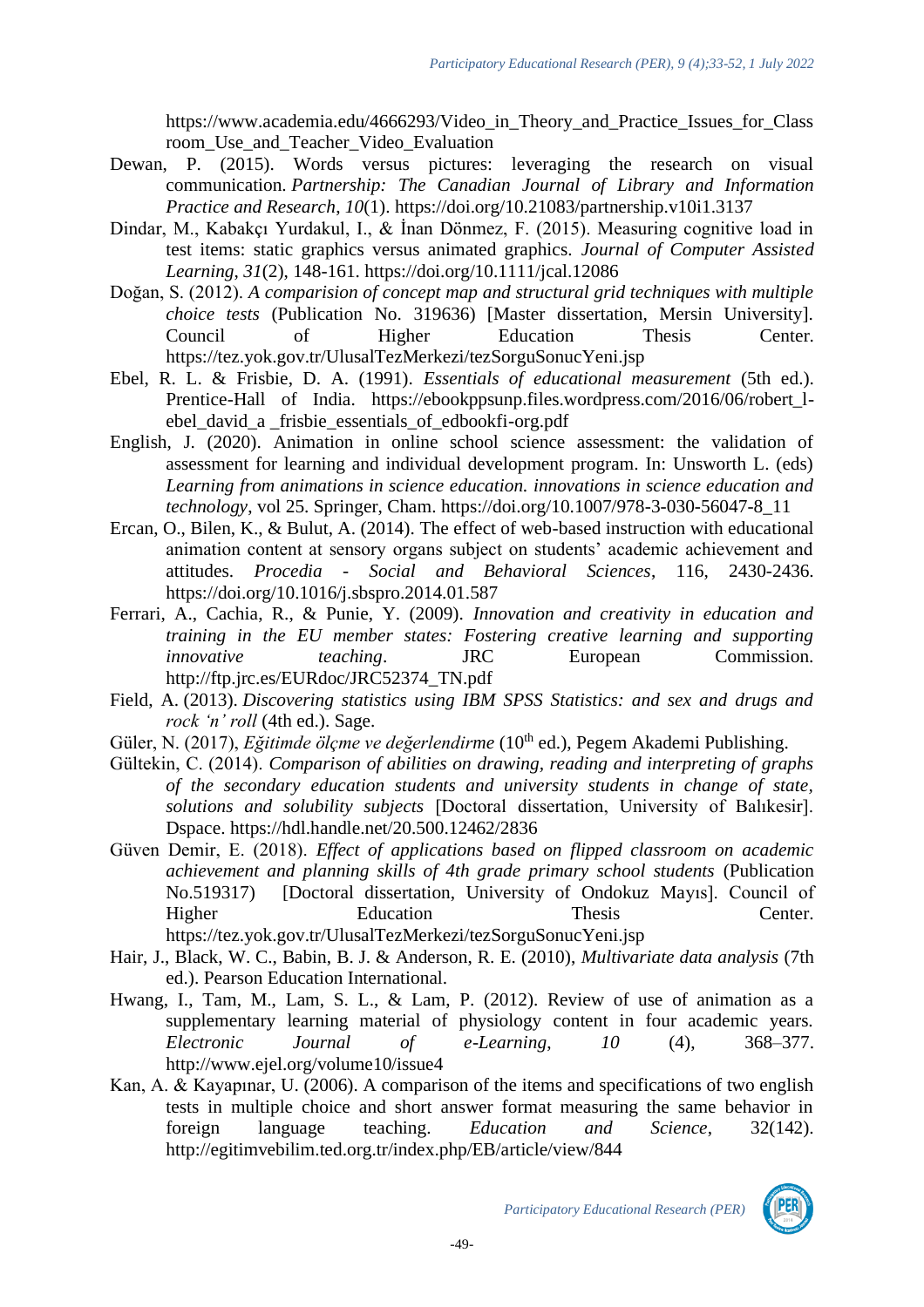https://www.academia.edu/4666293/Video_in_Theory_and_Practice_Issues_for_Classroom_Use_and_Teacher_Video_Evaluation

Dewan, P. (2015). Words versus pictures: leveraging the research on visual communication. *Partnership: The Canadian Journal of Library and Information Practice and Research*, *10*(1). https://doi.org/10.21083/partnership.v10i1.3137

Dindar, M., Kabakçı Yurdakul, I., & İnan Dönmez, F. (2015). Measuring cognitive load in test items: static graphics versus animated graphics. *Journal of Computer Assisted Learning*, *31*(2), 148-161. https://doi.org/10.1111/jcal.12086

Doğan, S. (2012). *A comparision of concept map and structural grid techniques with multiple choice tests* (Publication No. 319636) [Master dissertation, Mersin University]. Council of Higher Education Thesis Center. https://tez.yok.gov.tr/UlusalTezMerkezi/tezSorguSonucYeni.jsp

Ebel, R. L. & Frisbie, D. A. (1991). *Essentials of educational measurement* (5th ed.). Prentice-Hall of India. https://ebookppsunp.files.wordpress.com/2016/06/robert_l-ebel_david_a _frisbie_essentials_of_edbookfi-org.pdf

English, J. (2020). Animation in online school science assessment: the validation of assessment for learning and individual development program. In: Unsworth L. (eds) *Learning from animations in science education. innovations in science education and technology*, vol 25. Springer, Cham. https://doi.org/10.1007/978-3-030-56047-8_11

Ercan, O., Bilen, K., & Bulut, A. (2014). The effect of web-based instruction with educational animation content at sensory organs subject on students' academic achievement and attitudes. *Procedia - Social and Behavioral Sciences*, 116, 2430-2436. https://doi.org/10.1016/j.sbspro.2014.01.587

Ferrari, A., Cachia, R., & Punie, Y. (2009). *Innovation and creativity in education and training in the EU member states: Fostering creative learning and supporting innovative teaching*. JRC European Commission. http://ftp.jrc.es/EURdoc/JRC52374_TN.pdf

Field, A. (2013). *Discovering statistics using IBM SPSS Statistics: and sex and drugs and rock 'n' roll* (4th ed.). Sage.

Güler, N. (2017), *Eğitimde ölçme ve değerlendirme* (10th ed.), Pegem Akademi Publishing.

Gültekin, C. (2014). *Comparison of abilities on drawing, reading and interpreting of graphs of the secondary education students and university students in change of state, solutions and solubility subjects* [Doctoral dissertation, University of Balıkesir]. Dspace. https://hdl.handle.net/20.500.12462/2836

Güven Demir, E. (2018). *Effect of applications based on flipped classroom on academic achievement and planning skills of 4th grade primary school students* (Publication No.519317) [Doctoral dissertation, University of Ondokuz Mayıs]. Council of Higher Education Thesis Center. https://tez.yok.gov.tr/UlusalTezMerkezi/tezSorguSonucYeni.jsp

Hair, J., Black, W. C., Babin, B. J. & Anderson, R. E. (2010), *Multivariate data analysis* (7th ed.). Pearson Education International.

Hwang, I., Tam, M., Lam, S. L., & Lam, P. (2012). Review of use of animation as a supplementary learning material of physiology content in four academic years. *Electronic Journal of e-Learning*, *10* (4), 368–377. http://www.ejel.org/volume10/issue4

Kan, A. & Kayapınar, U. (2006). A comparison of the items and specifications of two english tests in multiple choice and short answer format measuring the same behavior in foreign language teaching. *Education and Science*, 32(142). http://egitimvebilim.ted.org.tr/index.php/EB/article/view/844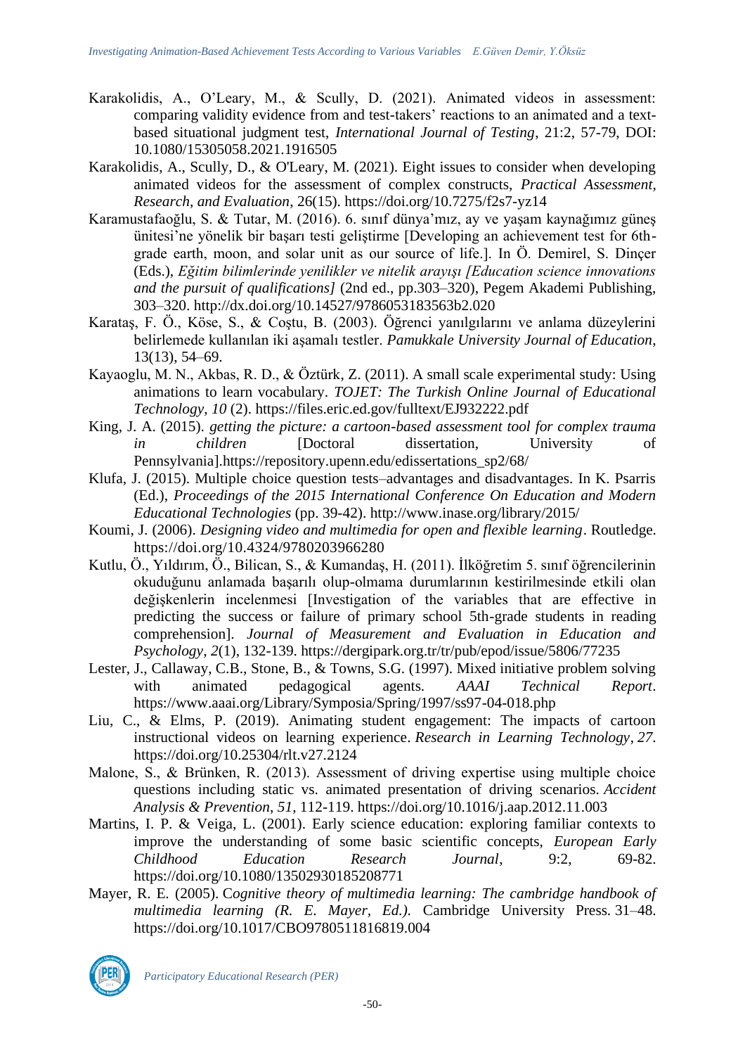Karakolidis, A., O'Leary, M., & Scully, D. (2021). Animated videos in assessment: comparing validity evidence from and test-takers' reactions to an animated and a text-based situational judgment test, *International Journal of Testing*, 21:2, 57-79, DOI: 10.1080/15305058.2021.1916505

Karakolidis, A., Scully, D., & O'Leary, M. (2021). Eight issues to consider when developing animated videos for the assessment of complex constructs, *Practical Assessment, Research, and Evaluation*, 26(15). https://doi.org/10.7275/f2s7-yz14

Karamustafaoğlu, S. & Tutar, M. (2016). 6. sınıf dünya'mız, ay ve yaşam kaynağımız güneş ünitesi'ne yönelik bir başarı testi geliştirme [Developing an achievement test for 6th-grade earth, moon, and solar unit as our source of life.]. In Ö. Demirel, S. Dinçer (Eds.), *Eğitim bilimlerinde yenilikler ve nitelik arayışı [Education science innovations and the pursuit of qualifications]* (2nd ed., pp.303–320), Pegem Akademi Publishing, 303–320. http://dx.doi.org/10.14527/9786053183563b2.020

Karataş, F. Ö., Köse, S., & Coştu, B. (2003). Öğrenci yanılgılarını ve anlama düzeylerini belirlemede kullanılan iki aşamalı testler. *Pamukkale University Journal of Education*, 13(13), 54–69.

Kayaoglu, M. N., Akbas, R. D., & Öztürk, Z. (2011). A small scale experimental study: Using animations to learn vocabulary. *TOJET: The Turkish Online Journal of Educational Technology*, *10* (2). https://files.eric.ed.gov/fulltext/EJ932222.pdf

King, J. A. (2015). *getting the picture: a cartoon-based assessment tool for complex trauma in children* [Doctoral dissertation, University of Pennsylvania].https://repository.upenn.edu/edissertations_sp2/68/

Klufa, J. (2015). Multiple choice question tests–advantages and disadvantages. In K. Psarris (Ed.), *Proceedings of the 2015 International Conference On Education and Modern Educational Technologies* (pp. 39-42). http://www.inase.org/library/2015/

Koumi, J. (2006). *Designing video and multimedia for open and flexible learning*. Routledge. https://doi.org/10.4324/9780203966280

Kutlu, Ö., Yıldırım, Ö., Bilican, S., & Kumandaş, H. (2011). İlköğretim 5. sınıf öğrencilerinin okuduğunu anlamada başarılı olup-olmama durumlarının kestirilmesinde etkili olan değişkenlerin incelenmesi [Investigation of the variables that are effective in predicting the success or failure of primary school 5th-grade students in reading comprehension]. *Journal of Measurement and Evaluation in Education and Psychology*, *2*(1), 132-139. https://dergipark.org.tr/tr/pub/epod/issue/5806/77235

Lester, J., Callaway, C.B., Stone, B., & Towns, S.G. (1997). Mixed initiative problem solving with animated pedagogical agents. *AAAI Technical Report*. https://www.aaai.org/Library/Symposia/Spring/1997/ss97-04-018.php

Liu, C., & Elms, P. (2019). Animating student engagement: The impacts of cartoon instructional videos on learning experience. *Research in Learning Technology*, *27*. https://doi.org/10.25304/rlt.v27.2124

Malone, S., & Brünken, R. (2013). Assessment of driving expertise using multiple choice questions including static vs. animated presentation of driving scenarios. *Accident Analysis & Prevention*, *51*, 112-119. https://doi.org/10.1016/j.aap.2012.11.003

Martins, I. P. & Veiga, L. (2001). Early science education: exploring familiar contexts to improve the understanding of some basic scientific concepts, *European Early Childhood Education Research Journal*, 9:2, 69-82. https://doi.org/10.1080/13502930185208771

Mayer, R. E. (2005). C*ognitive theory of multimedia learning: The cambridge handbook of multimedia learning (R. E. Mayer, Ed.)*. Cambridge University Press. 31–48. https://doi.org/10.1017/CBO9780511816819.004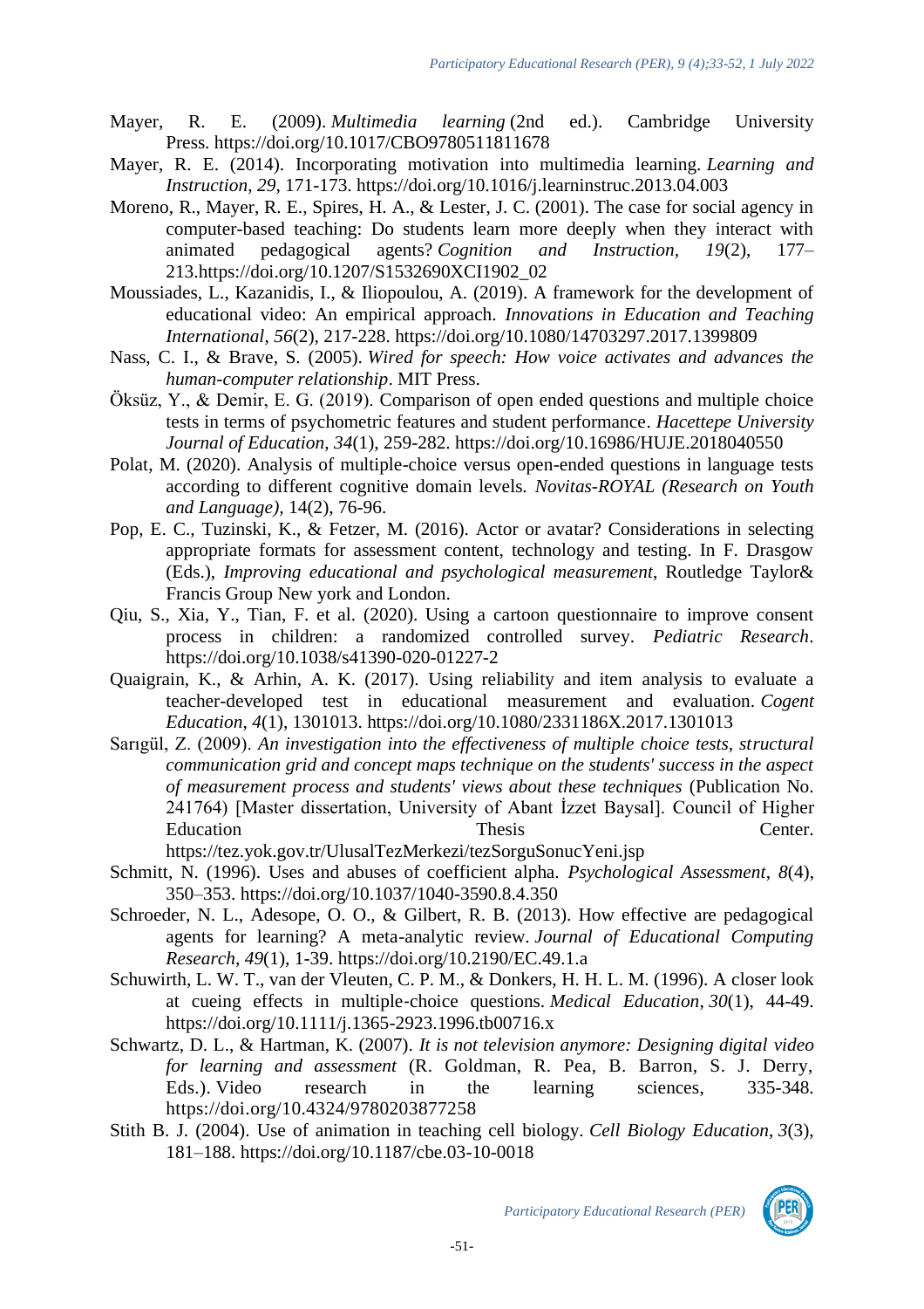Mayer, R. E. (2009). *Multimedia learning* (2nd ed.). Cambridge University Press. https://doi.org/10.1017/CBO9780511811678

Mayer, R. E. (2014). Incorporating motivation into multimedia learning. *Learning and Instruction*, *29*, 171-173. https://doi.org/10.1016/j.learninstruc.2013.04.003

Moreno, R., Mayer, R. E., Spires, H. A., & Lester, J. C. (2001). The case for social agency in computer-based teaching: Do students learn more deeply when they interact with animated pedagogical agents? *Cognition and Instruction*, *19*(2), 177–213.https://doi.org/10.1207/S1532690XCI1902_02

Moussiades, L., Kazanidis, I., & Iliopoulou, A. (2019). A framework for the development of educational video: An empirical approach. *Innovations in Education and Teaching International*, *56*(2), 217-228. https://doi.org/10.1080/14703297.2017.1399809

Nass, C. I., & Brave, S. (2005). *Wired for speech: How voice activates and advances the human-computer relationship*. MIT Press.

Öksüz, Y., & Demir, E. G. (2019). Comparison of open ended questions and multiple choice tests in terms of psychometric features and student performance. *Hacettepe University Journal of Education*, *34*(1), 259-282. https://doi.org/10.16986/HUJE.2018040550

Polat, M. (2020). Analysis of multiple-choice versus open-ended questions in language tests according to different cognitive domain levels. *Novitas-ROYAL (Research on Youth and Language),* 14(2), 76-96.

Pop, E. C., Tuzinski, K., & Fetzer, M. (2016). Actor or avatar? Considerations in selecting appropriate formats for assessment content, technology and testing. In F. Drasgow (Eds.), *Improving educational and psychological measurement*, Routledge Taylor& Francis Group New york and London.

Qiu, S., Xia, Y., Tian, F. et al. (2020). Using a cartoon questionnaire to improve consent process in children: a randomized controlled survey. *Pediatric Research*. https://doi.org/10.1038/s41390-020-01227-2

Quaigrain, K., & Arhin, A. K. (2017). Using reliability and item analysis to evaluate a teacher-developed test in educational measurement and evaluation. *Cogent Education*, *4*(1), 1301013. https://doi.org/10.1080/2331186X.2017.1301013

Sarıgül, Z. (2009). *An investigation into the effectiveness of multiple choice tests, structural communication grid and concept maps technique on the students' success in the aspect of measurement process and students' views about these techniques* (Publication No. 241764) [Master dissertation, University of Abant İzzet Baysal]. Council of Higher Education Thesis Center. https://tez.yok.gov.tr/UlusalTezMerkezi/tezSorguSonucYeni.jsp

Schmitt, N. (1996). Uses and abuses of coefficient alpha. *Psychological Assessment*, *8*(4), 350–353. https://doi.org/10.1037/1040-3590.8.4.350

Schroeder, N. L., Adesope, O. O., & Gilbert, R. B. (2013). How effective are pedagogical agents for learning? A meta-analytic review. *Journal of Educational Computing Research*, *49*(1), 1-39. https://doi.org/10.2190/EC.49.1.a

Schuwirth, L. W. T., van der Vleuten, C. P. M., & Donkers, H. H. L. M. (1996). A closer look at cueing effects in multiple-choice questions. *Medical Education*, *30*(1), 44-49. https://doi.org/10.1111/j.1365-2923.1996.tb00716.x

Schwartz, D. L., & Hartman, K. (2007). *It is not television anymore: Designing digital video for learning and assessment* (R. Goldman, R. Pea, B. Barron, S. J. Derry, Eds.). Video research in the learning sciences, 335-348. https://doi.org/10.4324/9780203877258

Stith B. J. (2004). Use of animation in teaching cell biology. *Cell Biology Education*, *3*(3), 181–188. https://doi.org/10.1187/cbe.03-10-0018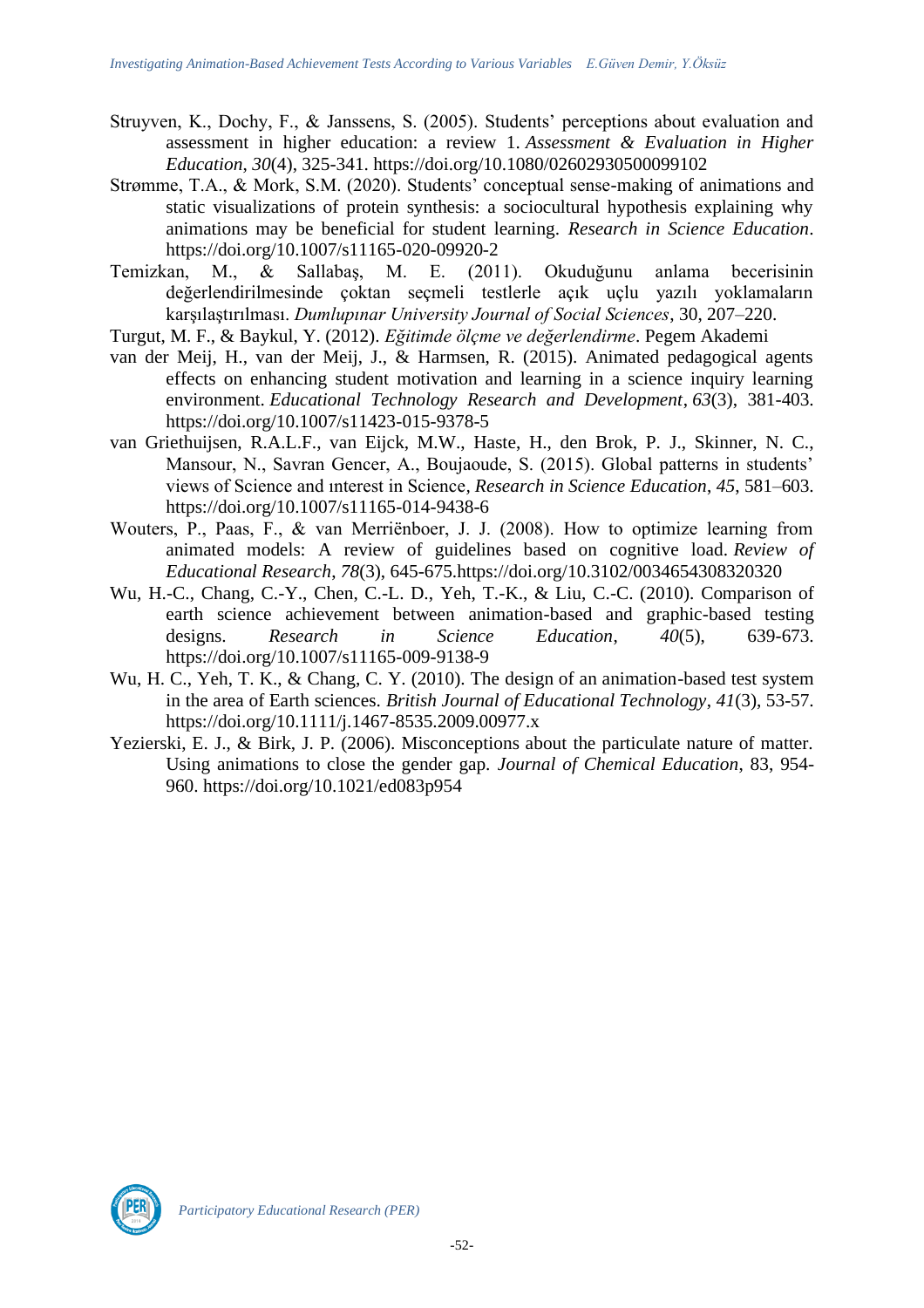Struyven, K., Dochy, F., & Janssens, S. (2005). Students' perceptions about evaluation and assessment in higher education: a review 1. *Assessment & Evaluation in Higher Education*, *30*(4), 325-341. https://doi.org/10.1080/02602930500099102

Strømme, T.A., & Mork, S.M. (2020). Students' conceptual sense-making of animations and static visualizations of protein synthesis: a sociocultural hypothesis explaining why animations may be beneficial for student learning. *Research in Science Education*. https://doi.org/10.1007/s11165-020-09920-2

Temizkan, M., & Sallabaş, M. E. (2011). Okuduğunu anlama becerisinin değerlendirilmesinde çoktan seçmeli testlerle açık uçlu yazılı yoklamaların karşılaştırılması. *Dumlupınar University Journal of Social Sciences*, 30, 207–220.

Turgut, M. F., & Baykul, Y. (2012). *Eğitimde ölçme ve değerlendirme*. Pegem Akademi

van der Meij, H., van der Meij, J., & Harmsen, R. (2015). Animated pedagogical agents effects on enhancing student motivation and learning in a science inquiry learning environment. *Educational Technology Research and Development*, *63*(3), 381-403. https://doi.org/10.1007/s11423-015-9378-5

van Griethuijsen, R.A.L.F., van Eijck, M.W., Haste, H., den Brok, P. J., Skinner, N. C., Mansour, N., Savran Gencer, A., Boujaoude, S. (2015). Global patterns in students' views of Science and ınterest in Science, *Research in Science Education*, *45*, 581–603. https://doi.org/10.1007/s11165-014-9438-6

Wouters, P., Paas, F., & van Merriënboer, J. J. (2008). How to optimize learning from animated models: A review of guidelines based on cognitive load. *Review of Educational Research*, *78*(3), 645-675.https://doi.org/10.3102/0034654308320320

Wu, H.-C., Chang, C.-Y., Chen, C.-L. D., Yeh, T.-K., & Liu, C.-C. (2010). Comparison of earth science achievement between animation-based and graphic-based testing designs. *Research in Science Education*, *40*(5), 639-673. https://doi.org/10.1007/s11165-009-9138-9

Wu, H. C., Yeh, T. K., & Chang, C. Y. (2010). The design of an animation-based test system in the area of Earth sciences. *British Journal of Educational Technology*, *41*(3), 53-57. https://doi.org/10.1111/j.1467-8535.2009.00977.x

Yezierski, E. J., & Birk, J. P. (2006). Misconceptions about the particulate nature of matter. Using animations to close the gender gap. *Journal of Chemical Education*, 83, 954-960. https://doi.org/10.1021/ed083p954